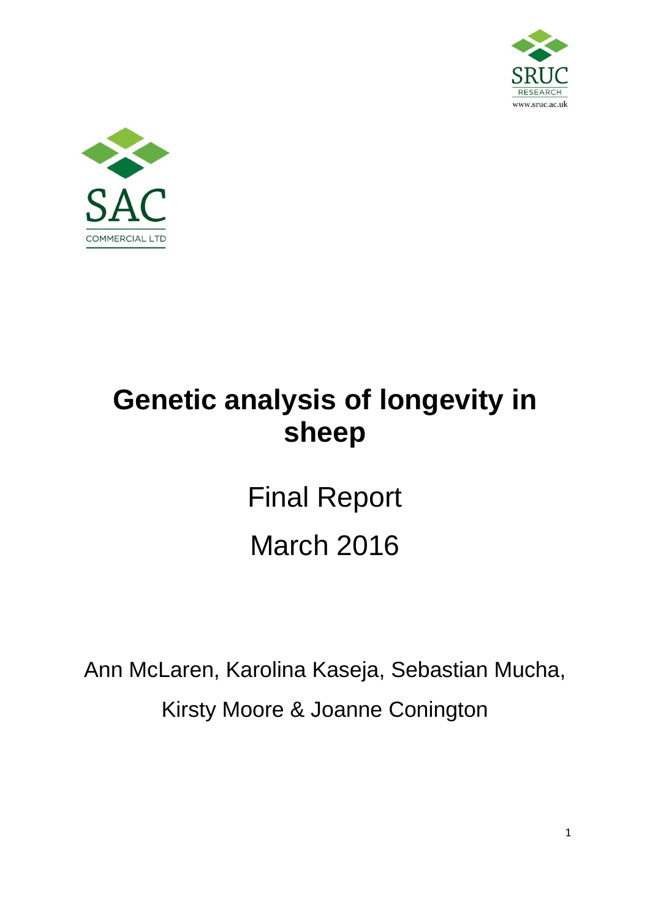SRUC RESEARCH
www.sruc.ac.uk

SAC COMMERCIAL LTD

# Genetic analysis of longevity in sheep

Final Report

March 2016

Ann McLaren, Karolina Kaseja, Sebastian Mucha,

Kirsty Moore & Joanne Conington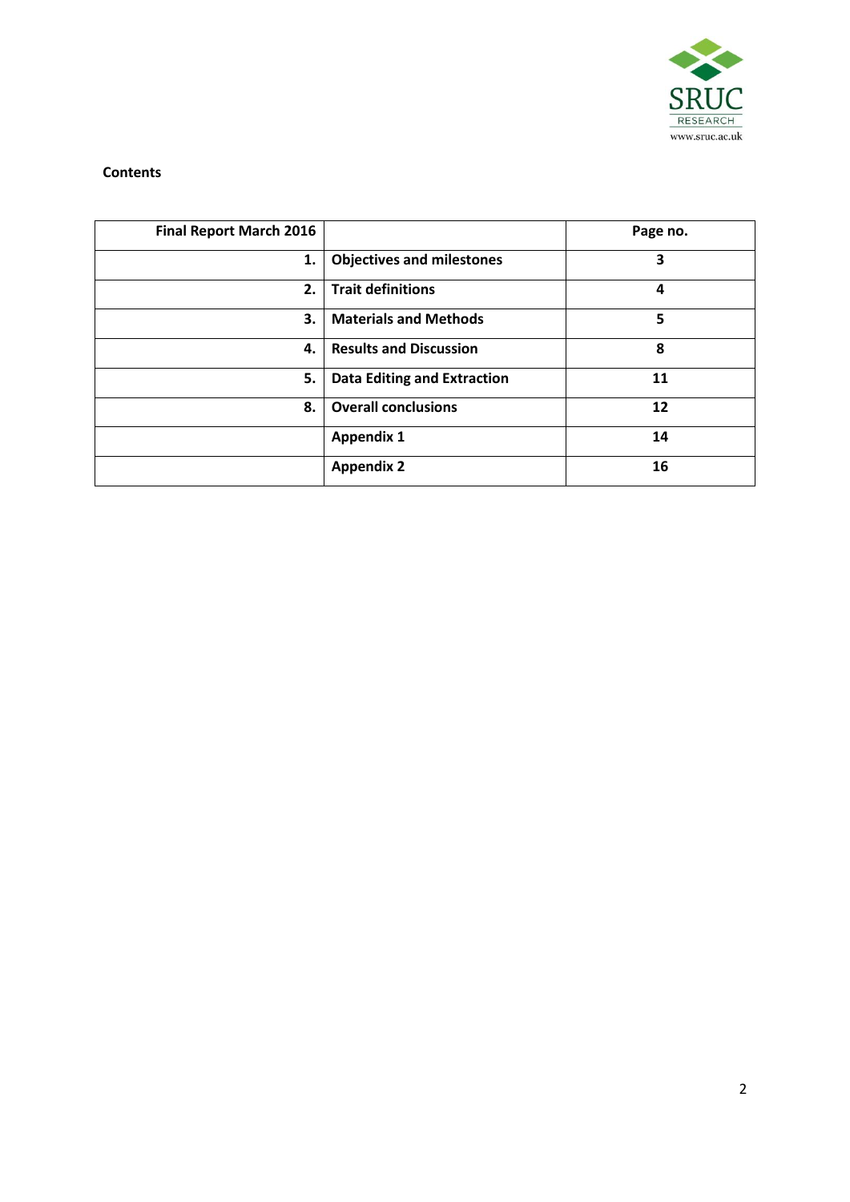**Contents**

| Final Report March 2016 | | Page no. |
|---|---|---|
| **1.** | **Objectives and milestones** | **3** |
| **2.** | **Trait definitions** | **4** |
| **3.** | **Materials and Methods** | **5** |
| **4.** | **Results and Discussion** | **8** |
| **5.** | **Data Editing and Extraction** | **11** |
| **8.** | **Overall conclusions** | **12** |
| | **Appendix 1** | **14** |
| | **Appendix 2** | **16** |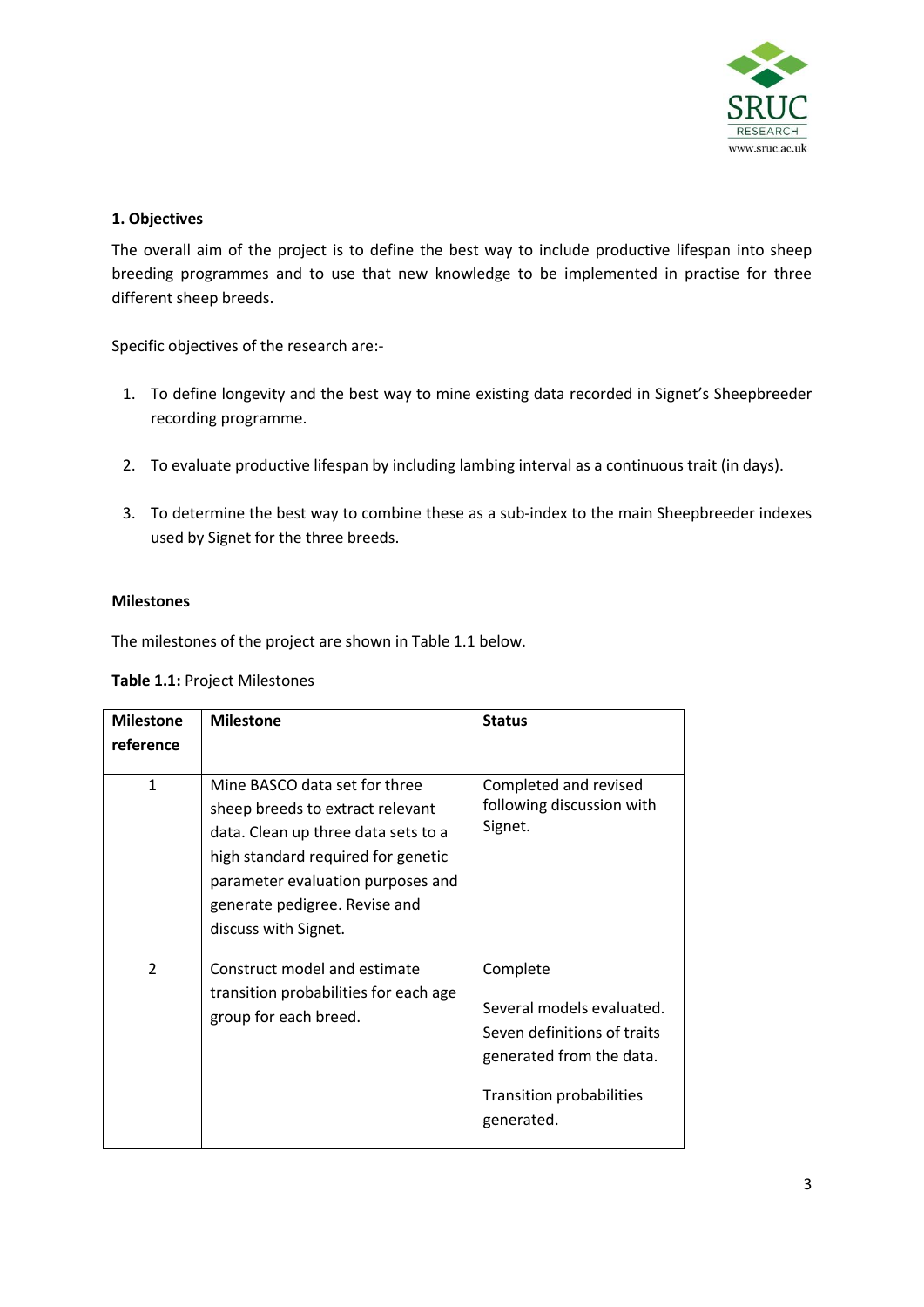## 1. Objectives

The overall aim of the project is to define the best way to include productive lifespan into sheep breeding programmes and to use that new knowledge to be implemented in practise for three different sheep breeds.

Specific objectives of the research are:-

1. To define longevity and the best way to mine existing data recorded in Signet's Sheepbreeder recording programme.
2. To evaluate productive lifespan by including lambing interval as a continuous trait (in days).
3. To determine the best way to combine these as a sub-index to the main Sheepbreeder indexes used by Signet for the three breeds.

### Milestones

The milestones of the project are shown in Table 1.1 below.

**Table 1.1:** Project Milestones

| Milestone reference | Milestone | Status |
|---|---|---|
| 1 | Mine BASCO data set for three sheep breeds to extract relevant data. Clean up three data sets to a high standard required for genetic parameter evaluation purposes and generate pedigree. Revise and discuss with Signet. | Completed and revised following discussion with Signet. |
| 2 | Construct model and estimate transition probabilities for each age group for each breed. | Complete<br><br>Several models evaluated. Seven definitions of traits generated from the data.<br><br>Transition probabilities generated. |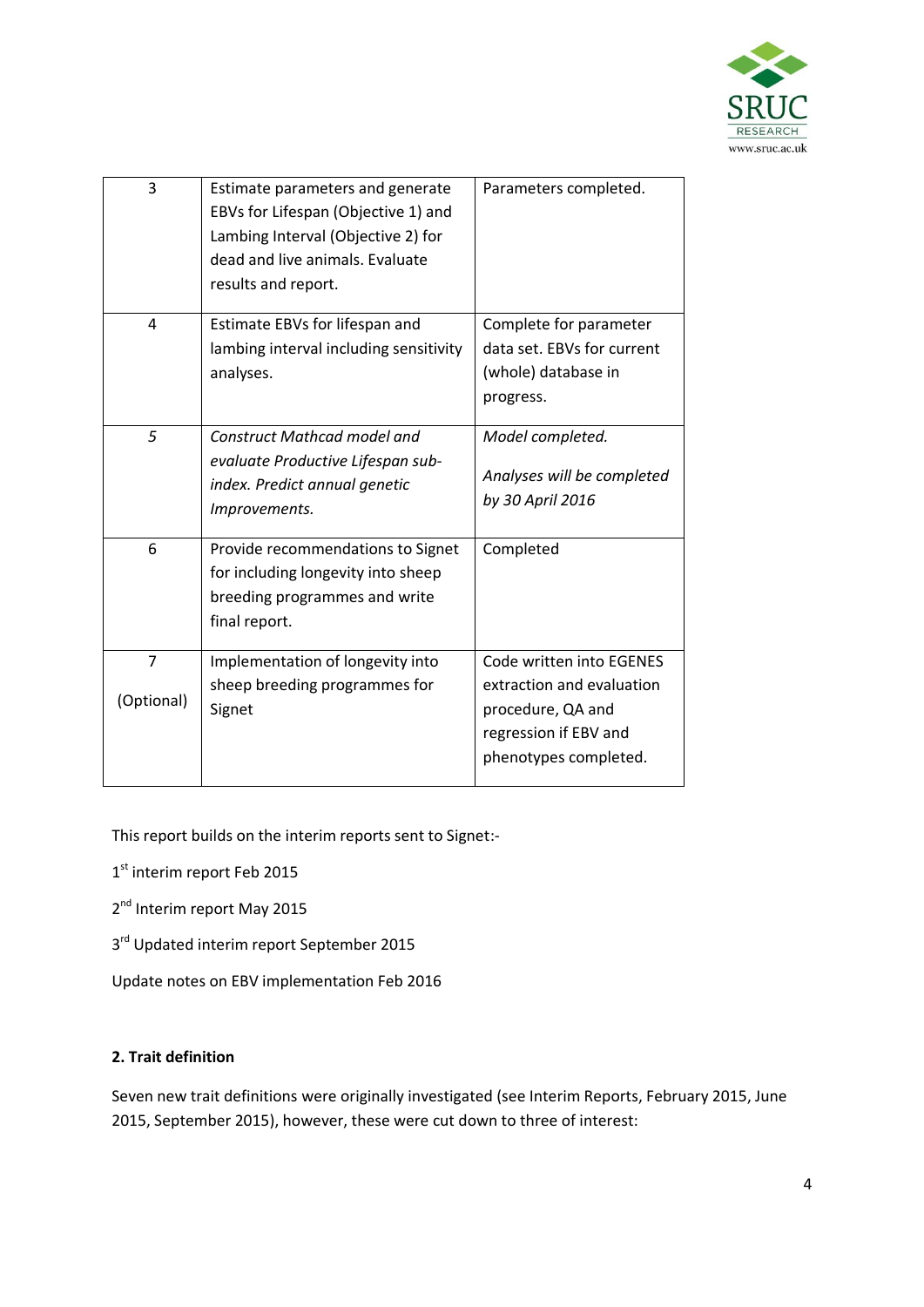| | | |
|---|---|---|
| 3 | Estimate parameters and generate EBVs for Lifespan (Objective 1) and Lambing Interval (Objective 2) for dead and live animals. Evaluate results and report. | Parameters completed. |
| 4 | Estimate EBVs for lifespan and lambing interval including sensitivity analyses. | Complete for parameter data set. EBVs for current (whole) database in progress. |
| *5* | *Construct Mathcad model and evaluate Productive Lifespan sub-index. Predict annual genetic Improvements.* | *Model completed.* *Analyses will be completed by 30 April 2016* |
| 6 | Provide recommendations to Signet for including longevity into sheep breeding programmes and write final report. | Completed |
| 7 (Optional) | Implementation of longevity into sheep breeding programmes for Signet | Code written into EGENES extraction and evaluation procedure, QA and regression if EBV and phenotypes completed. |

This report builds on the interim reports sent to Signet:-

1st interim report Feb 2015

2nd Interim report May 2015

3rd Updated interim report September 2015

Update notes on EBV implementation Feb 2016

**2. Trait definition**

Seven new trait definitions were originally investigated (see Interim Reports, February 2015, June 2015, September 2015), however, these were cut down to three of interest: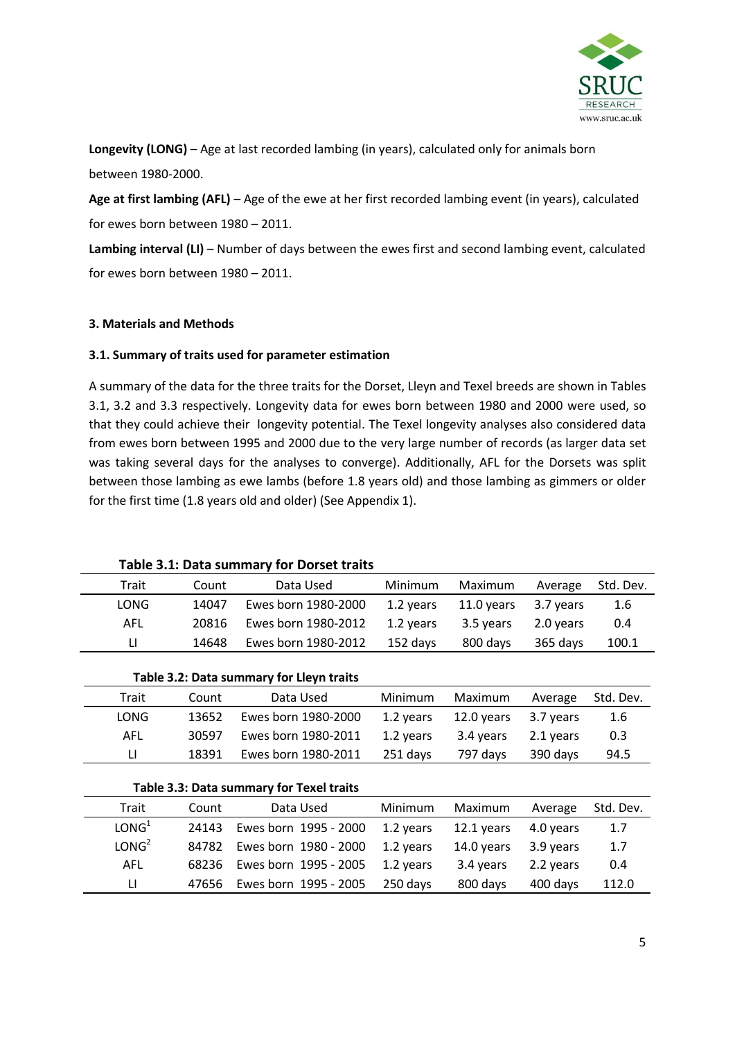**Longevity (LONG)** – Age at last recorded lambing (in years), calculated only for animals born between 1980-2000.

**Age at first lambing (AFL)** – Age of the ewe at her first recorded lambing event (in years), calculated for ewes born between 1980 – 2011.

**Lambing interval (LI)** – Number of days between the ewes first and second lambing event, calculated for ewes born between 1980 – 2011.

### 3. Materials and Methods

#### 3.1. Summary of traits used for parameter estimation

A summary of the data for the three traits for the Dorset, Lleyn and Texel breeds are shown in Tables 3.1, 3.2 and 3.3 respectively. Longevity data for ewes born between 1980 and 2000 were used, so that they could achieve their longevity potential. The Texel longevity analyses also considered data from ewes born between 1995 and 2000 due to the very large number of records (as larger data set was taking several days for the analyses to converge). Additionally, AFL for the Dorsets was split between those lambing as ewe lambs (before 1.8 years old) and those lambing as gimmers or older for the first time (1.8 years old and older) (See Appendix 1).

**Table 3.1: Data summary for Dorset traits**

| Trait | Count | Data Used | Minimum | Maximum | Average | Std. Dev. |
|---|---|---|---|---|---|---|
| LONG | 14047 | Ewes born 1980-2000 | 1.2 years | 11.0 years | 3.7 years | 1.6 |
| AFL | 20816 | Ewes born 1980-2012 | 1.2 years | 3.5 years | 2.0 years | 0.4 |
| LI | 14648 | Ewes born 1980-2012 | 152 days | 800 days | 365 days | 100.1 |

**Table 3.2: Data summary for Lleyn traits**

| Trait | Count | Data Used | Minimum | Maximum | Average | Std. Dev. |
|---|---|---|---|---|---|---|
| LONG | 13652 | Ewes born 1980-2000 | 1.2 years | 12.0 years | 3.7 years | 1.6 |
| AFL | 30597 | Ewes born 1980-2011 | 1.2 years | 3.4 years | 2.1 years | 0.3 |
| LI | 18391 | Ewes born 1980-2011 | 251 days | 797 days | 390 days | 94.5 |

**Table 3.3: Data summary for Texel traits**

| Trait | Count | Data Used | Minimum | Maximum | Average | Std. Dev. |
|---|---|---|---|---|---|---|
| LONG[1] | 24143 | Ewes born 1995 - 2000 | 1.2 years | 12.1 years | 4.0 years | 1.7 |
| LONG[2] | 84782 | Ewes born 1980 - 2000 | 1.2 years | 14.0 years | 3.9 years | 1.7 |
| AFL | 68236 | Ewes born 1995 - 2005 | 1.2 years | 3.4 years | 2.2 years | 0.4 |
| LI | 47656 | Ewes born 1995 - 2005 | 250 days | 800 days | 400 days | 112.0 |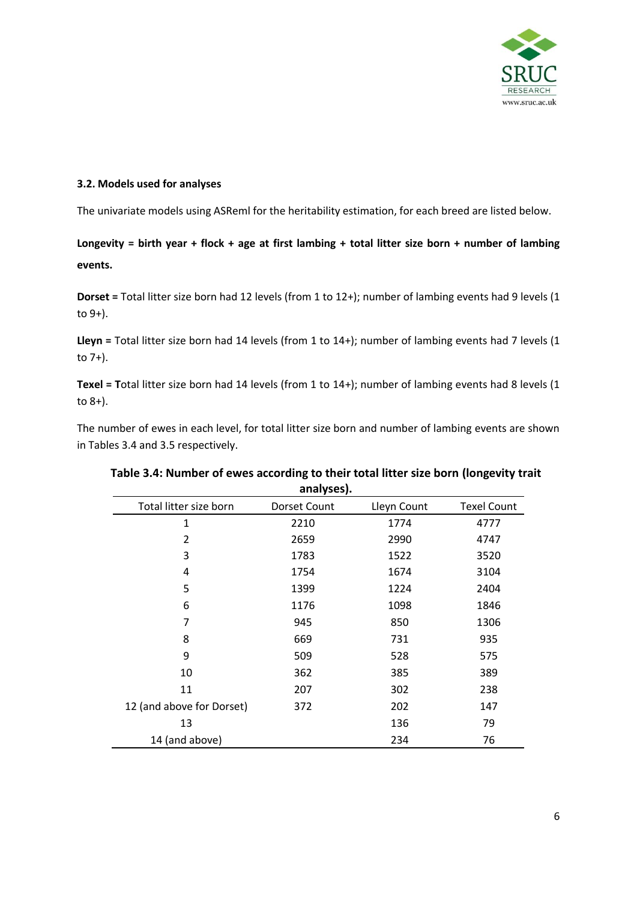### 3.2. Models used for analyses

The univariate models using ASReml for the heritability estimation, for each breed are listed below.

**Longevity = birth year + flock + age at first lambing + total litter size born + number of lambing events.**

**Dorset =** Total litter size born had 12 levels (from 1 to 12+); number of lambing events had 9 levels (1 to 9+).

**Lleyn =** Total litter size born had 14 levels (from 1 to 14+); number of lambing events had 7 levels (1 to 7+).

**Texel = T**otal litter size born had 14 levels (from 1 to 14+); number of lambing events had 8 levels (1 to 8+).

The number of ewes in each level, for total litter size born and number of lambing events are shown in Tables 3.4 and 3.5 respectively.

**Table 3.4: Number of ewes according to their total litter size born (longevity trait analyses).**

| Total litter size born | Dorset Count | Lleyn Count | Texel Count |
|---|---|---|---|
| 1 | 2210 | 1774 | 4777 |
| 2 | 2659 | 2990 | 4747 |
| 3 | 1783 | 1522 | 3520 |
| 4 | 1754 | 1674 | 3104 |
| 5 | 1399 | 1224 | 2404 |
| 6 | 1176 | 1098 | 1846 |
| 7 | 945 | 850 | 1306 |
| 8 | 669 | 731 | 935 |
| 9 | 509 | 528 | 575 |
| 10 | 362 | 385 | 389 |
| 11 | 207 | 302 | 238 |
| 12 (and above for Dorset) | 372 | 202 | 147 |
| 13 | | 136 | 79 |
| 14 (and above) | | 234 | 76 |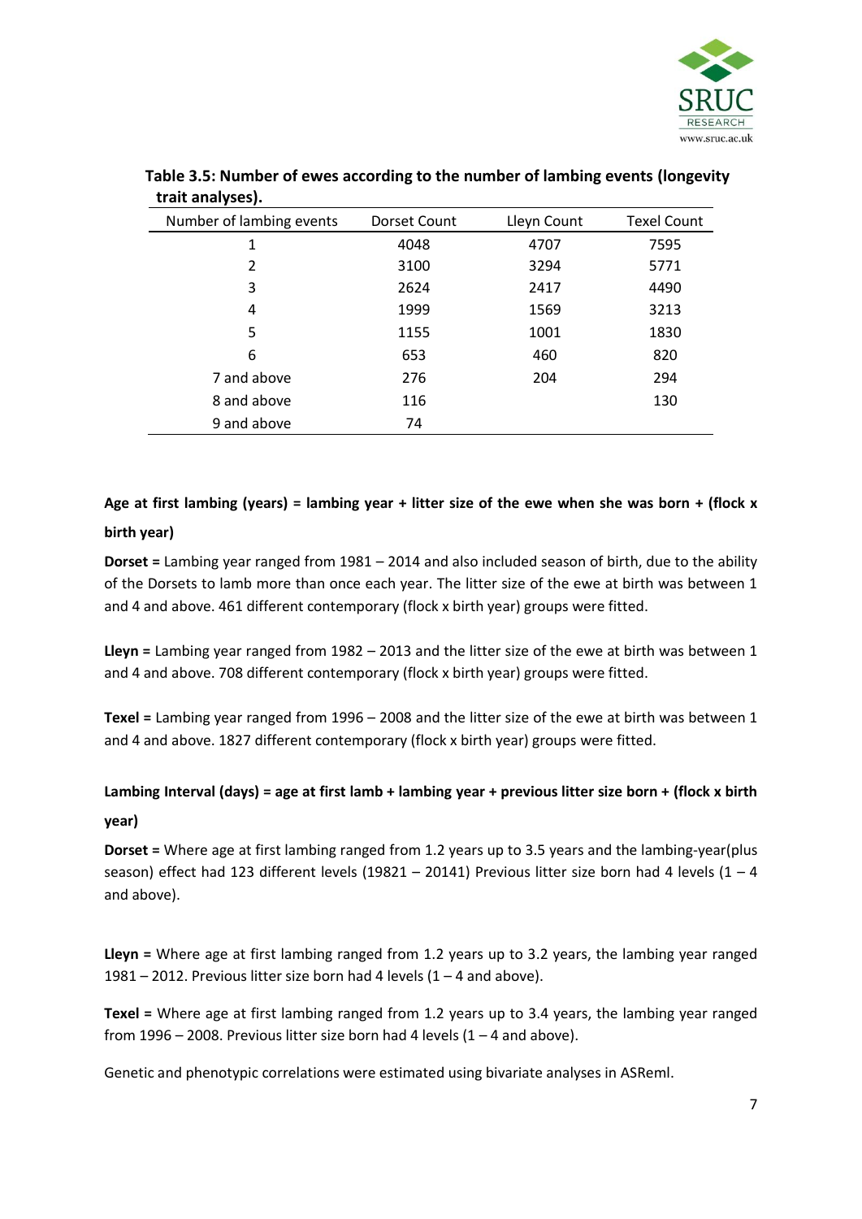**Table 3.5: Number of ewes according to the number of lambing events (longevity trait analyses).**

| Number of lambing events | Dorset Count | Lleyn Count | Texel Count |
|---|---|---|---|
| 1 | 4048 | 4707 | 7595 |
| 2 | 3100 | 3294 | 5771 |
| 3 | 2624 | 2417 | 4490 |
| 4 | 1999 | 1569 | 3213 |
| 5 | 1155 | 1001 | 1830 |
| 6 | 653 | 460 | 820 |
| 7 and above | 276 | 204 | 294 |
| 8 and above | 116 | | 130 |
| 9 and above | 74 | | |

**Age at first lambing (years) = lambing year + litter size of the ewe when she was born + (flock x birth year)**

**Dorset =** Lambing year ranged from 1981 – 2014 and also included season of birth, due to the ability of the Dorsets to lamb more than once each year. The litter size of the ewe at birth was between 1 and 4 and above. 461 different contemporary (flock x birth year) groups were fitted.

**Lleyn =** Lambing year ranged from 1982 – 2013 and the litter size of the ewe at birth was between 1 and 4 and above. 708 different contemporary (flock x birth year) groups were fitted.

**Texel =** Lambing year ranged from 1996 – 2008 and the litter size of the ewe at birth was between 1 and 4 and above. 1827 different contemporary (flock x birth year) groups were fitted.

**Lambing Interval (days) = age at first lamb + lambing year + previous litter size born + (flock x birth year)**

**Dorset =** Where age at first lambing ranged from 1.2 years up to 3.5 years and the lambing-year(plus season) effect had 123 different levels (19821 – 20141) Previous litter size born had 4 levels (1 – 4 and above).

**Lleyn =** Where age at first lambing ranged from 1.2 years up to 3.2 years, the lambing year ranged 1981 – 2012. Previous litter size born had 4 levels (1 – 4 and above).

**Texel =** Where age at first lambing ranged from 1.2 years up to 3.4 years, the lambing year ranged from 1996 – 2008. Previous litter size born had 4 levels (1 – 4 and above).

Genetic and phenotypic correlations were estimated using bivariate analyses in ASReml.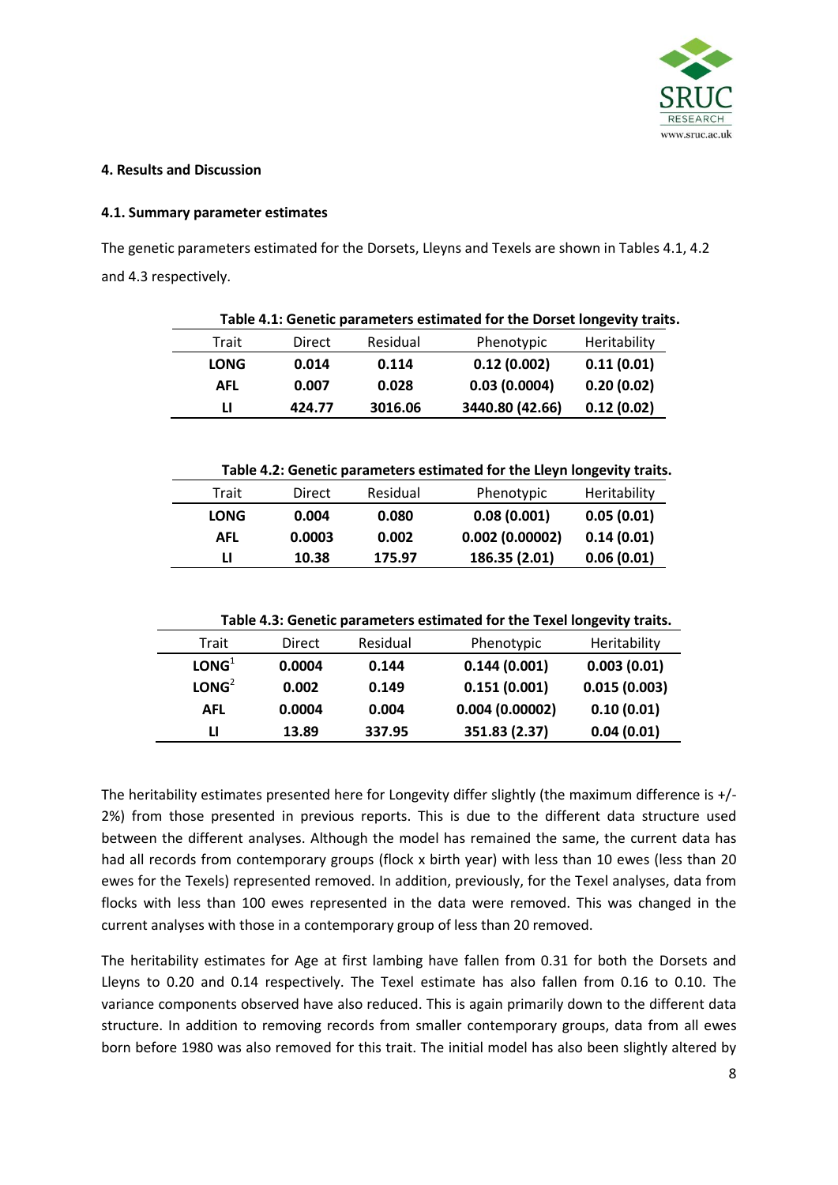## 4. Results and Discussion

### 4.1. Summary parameter estimates

The genetic parameters estimated for the Dorsets, Lleyns and Texels are shown in Tables 4.1, 4.2 and 4.3 respectively.

**Table 4.1: Genetic parameters estimated for the Dorset longevity traits.**

| Trait | Direct | Residual | Phenotypic | Heritability |
|---|---|---|---|---|
| **LONG** | **0.014** | **0.114** | **0.12 (0.002)** | **0.11 (0.01)** |
| **AFL** | **0.007** | **0.028** | **0.03 (0.0004)** | **0.20 (0.02)** |
| **LI** | **424.77** | **3016.06** | **3440.80 (42.66)** | **0.12 (0.02)** |

**Table 4.2: Genetic parameters estimated for the Lleyn longevity traits.**

| Trait | Direct | Residual | Phenotypic | Heritability |
|---|---|---|---|---|
| **LONG** | **0.004** | **0.080** | **0.08 (0.001)** | **0.05 (0.01)** |
| **AFL** | **0.0003** | **0.002** | **0.002 (0.00002)** | **0.14 (0.01)** |
| **LI** | **10.38** | **175.97** | **186.35 (2.01)** | **0.06 (0.01)** |

**Table 4.3: Genetic parameters estimated for the Texel longevity traits.**

| Trait | Direct | Residual | Phenotypic | Heritability |
|---|---|---|---|---|
| **LONG**[1] | **0.0004** | **0.144** | **0.144 (0.001)** | **0.003 (0.01)** |
| **LONG**[2] | **0.002** | **0.149** | **0.151 (0.001)** | **0.015 (0.003)** |
| **AFL** | **0.0004** | **0.004** | **0.004 (0.00002)** | **0.10 (0.01)** |
| **LI** | **13.89** | **337.95** | **351.83 (2.37)** | **0.04 (0.01)** |

The heritability estimates presented here for Longevity differ slightly (the maximum difference is +/- 2%) from those presented in previous reports. This is due to the different data structure used between the different analyses. Although the model has remained the same, the current data has had all records from contemporary groups (flock x birth year) with less than 10 ewes (less than 20 ewes for the Texels) represented removed. In addition, previously, for the Texel analyses, data from flocks with less than 100 ewes represented in the data were removed. This was changed in the current analyses with those in a contemporary group of less than 20 removed.

The heritability estimates for Age at first lambing have fallen from 0.31 for both the Dorsets and Lleyns to 0.20 and 0.14 respectively. The Texel estimate has also fallen from 0.16 to 0.10. The variance components observed have also reduced. This is again primarily down to the different data structure. In addition to removing records from smaller contemporary groups, data from all ewes born before 1980 was also removed for this trait. The initial model has also been slightly altered by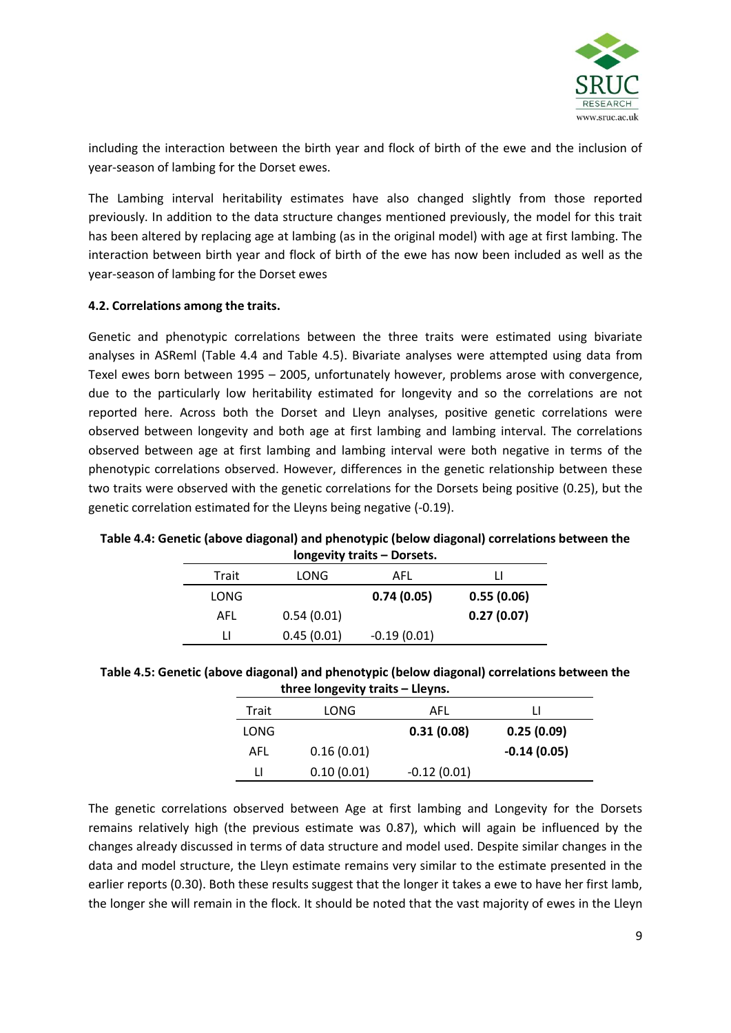including the interaction between the birth year and flock of birth of the ewe and the inclusion of year-season of lambing for the Dorset ewes.

The Lambing interval heritability estimates have also changed slightly from those reported previously. In addition to the data structure changes mentioned previously, the model for this trait has been altered by replacing age at lambing (as in the original model) with age at first lambing. The interaction between birth year and flock of birth of the ewe has now been included as well as the year-season of lambing for the Dorset ewes

### 4.2. Correlations among the traits.

Genetic and phenotypic correlations between the three traits were estimated using bivariate analyses in ASReml (Table 4.4 and Table 4.5). Bivariate analyses were attempted using data from Texel ewes born between 1995 – 2005, unfortunately however, problems arose with convergence, due to the particularly low heritability estimated for longevity and so the correlations are not reported here. Across both the Dorset and Lleyn analyses, positive genetic correlations were observed between longevity and both age at first lambing and lambing interval. The correlations observed between age at first lambing and lambing interval were both negative in terms of the phenotypic correlations observed. However, differences in the genetic relationship between these two traits were observed with the genetic correlations for the Dorsets being positive (0.25), but the genetic correlation estimated for the Lleyns being negative (-0.19).

**Table 4.4: Genetic (above diagonal) and phenotypic (below diagonal) correlations between the longevity traits – Dorsets.**

| Trait | LONG | AFL | LI |
|---|---|---|---|
| LONG | | **0.74 (0.05)** | **0.55 (0.06)** |
| AFL | 0.54 (0.01) | | **0.27 (0.07)** |
| LI | 0.45 (0.01) | -0.19 (0.01) | |

**Table 4.5: Genetic (above diagonal) and phenotypic (below diagonal) correlations between the three longevity traits – Lleyns.**

| Trait | LONG | AFL | LI |
|---|---|---|---|
| LONG | | **0.31 (0.08)** | **0.25 (0.09)** |
| AFL | 0.16 (0.01) | | **-0.14 (0.05)** |
| LI | 0.10 (0.01) | -0.12 (0.01) | |

The genetic correlations observed between Age at first lambing and Longevity for the Dorsets remains relatively high (the previous estimate was 0.87), which will again be influenced by the changes already discussed in terms of data structure and model used. Despite similar changes in the data and model structure, the Lleyn estimate remains very similar to the estimate presented in the earlier reports (0.30). Both these results suggest that the longer it takes a ewe to have her first lamb, the longer she will remain in the flock. It should be noted that the vast majority of ewes in the Lleyn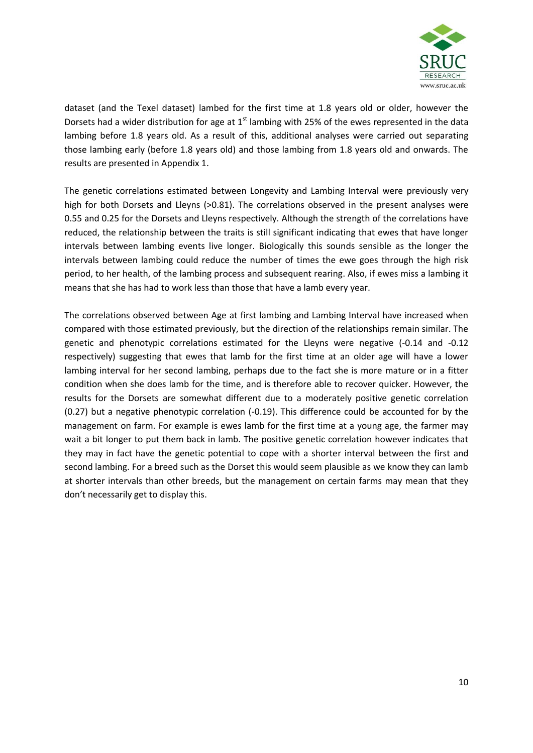dataset (and the Texel dataset) lambed for the first time at 1.8 years old or older, however the Dorsets had a wider distribution for age at 1st lambing with 25% of the ewes represented in the data lambing before 1.8 years old. As a result of this, additional analyses were carried out separating those lambing early (before 1.8 years old) and those lambing from 1.8 years old and onwards. The results are presented in Appendix 1.

The genetic correlations estimated between Longevity and Lambing Interval were previously very high for both Dorsets and Lleyns (>0.81). The correlations observed in the present analyses were 0.55 and 0.25 for the Dorsets and Lleyns respectively. Although the strength of the correlations have reduced, the relationship between the traits is still significant indicating that ewes that have longer intervals between lambing events live longer. Biologically this sounds sensible as the longer the intervals between lambing could reduce the number of times the ewe goes through the high risk period, to her health, of the lambing process and subsequent rearing. Also, if ewes miss a lambing it means that she has had to work less than those that have a lamb every year.

The correlations observed between Age at first lambing and Lambing Interval have increased when compared with those estimated previously, but the direction of the relationships remain similar. The genetic and phenotypic correlations estimated for the Lleyns were negative (-0.14 and -0.12 respectively) suggesting that ewes that lamb for the first time at an older age will have a lower lambing interval for her second lambing, perhaps due to the fact she is more mature or in a fitter condition when she does lamb for the time, and is therefore able to recover quicker. However, the results for the Dorsets are somewhat different due to a moderately positive genetic correlation (0.27) but a negative phenotypic correlation (-0.19). This difference could be accounted for by the management on farm. For example is ewes lamb for the first time at a young age, the farmer may wait a bit longer to put them back in lamb. The positive genetic correlation however indicates that they may in fact have the genetic potential to cope with a shorter interval between the first and second lambing. For a breed such as the Dorset this would seem plausible as we know they can lamb at shorter intervals than other breeds, but the management on certain farms may mean that they don't necessarily get to display this.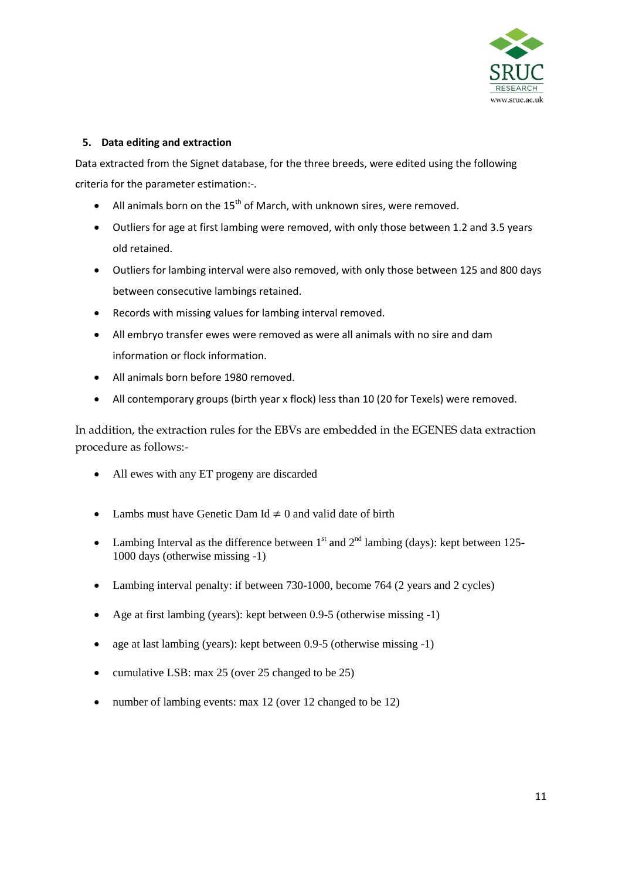## 5. Data editing and extraction

Data extracted from the Signet database, for the three breeds, were edited using the following criteria for the parameter estimation:-.

- All animals born on the 15th of March, with unknown sires, were removed.
- Outliers for age at first lambing were removed, with only those between 1.2 and 3.5 years old retained.
- Outliers for lambing interval were also removed, with only those between 125 and 800 days between consecutive lambings retained.
- Records with missing values for lambing interval removed.
- All embryo transfer ewes were removed as were all animals with no sire and dam information or flock information.
- All animals born before 1980 removed.
- All contemporary groups (birth year x flock) less than 10 (20 for Texels) were removed.

In addition, the extraction rules for the EBVs are embedded in the EGENES data extraction procedure as follows:-

- All ewes with any ET progeny are discarded
- Lambs must have Genetic Dam Id $\neq 0$ and valid date of birth
- Lambing Interval as the difference between 1st and 2nd lambing (days): kept between 125-1000 days (otherwise missing -1)
- Lambing interval penalty: if between 730-1000, become 764 (2 years and 2 cycles)
- Age at first lambing (years): kept between 0.9-5 (otherwise missing -1)
- age at last lambing (years): kept between 0.9-5 (otherwise missing -1)
- cumulative LSB: max 25 (over 25 changed to be 25)
- number of lambing events: max 12 (over 12 changed to be 12)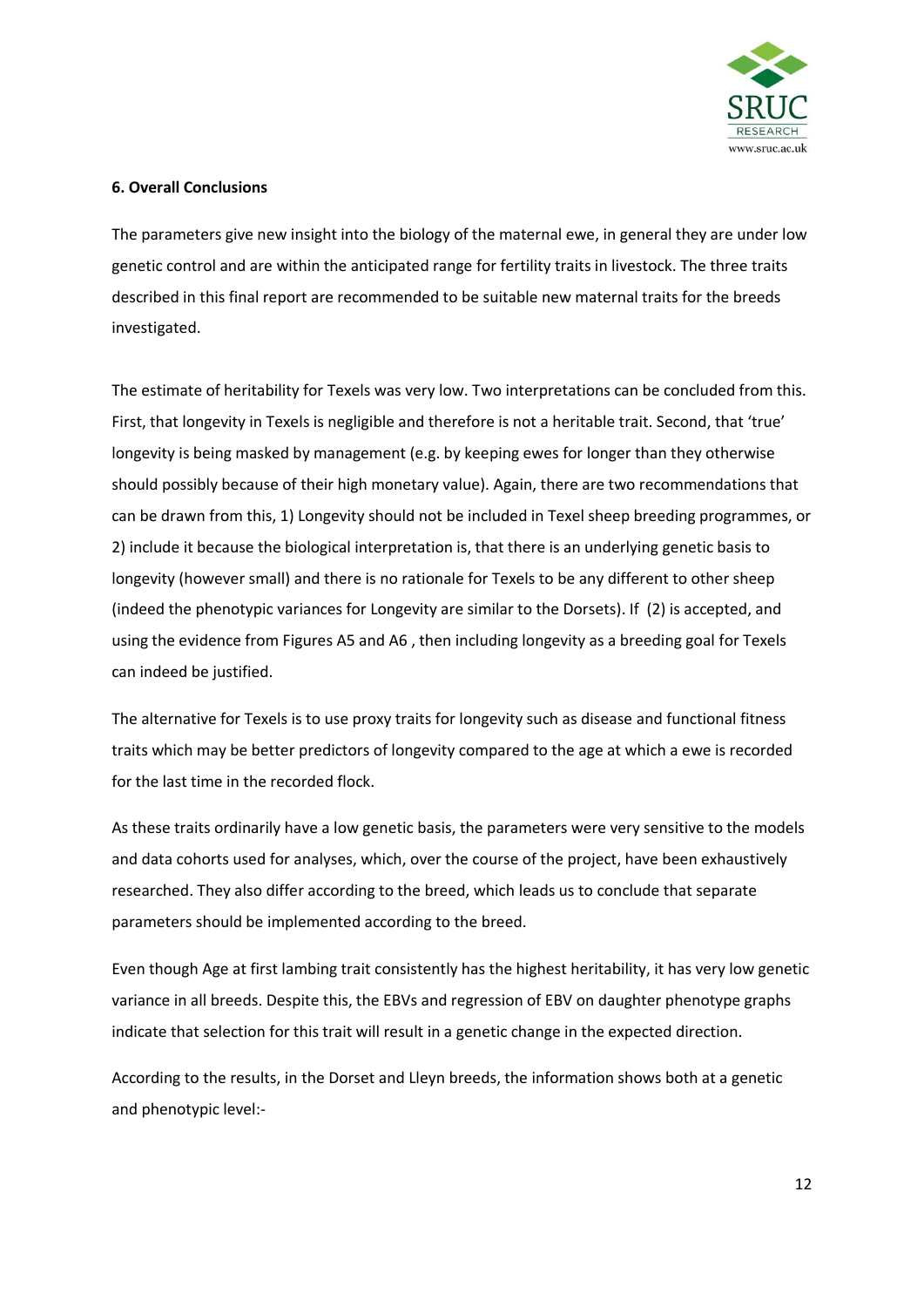**6. Overall Conclusions**

The parameters give new insight into the biology of the maternal ewe, in general they are under low genetic control and are within the anticipated range for fertility traits in livestock. The three traits described in this final report are recommended to be suitable new maternal traits for the breeds investigated.

The estimate of heritability for Texels was very low. Two interpretations can be concluded from this. First, that longevity in Texels is negligible and therefore is not a heritable trait. Second, that 'true' longevity is being masked by management (e.g. by keeping ewes for longer than they otherwise should possibly because of their high monetary value). Again, there are two recommendations that can be drawn from this, 1) Longevity should not be included in Texel sheep breeding programmes, or 2) include it because the biological interpretation is, that there is an underlying genetic basis to longevity (however small) and there is no rationale for Texels to be any different to other sheep (indeed the phenotypic variances for Longevity are similar to the Dorsets). If (2) is accepted, and using the evidence from Figures A5 and A6 , then including longevity as a breeding goal for Texels can indeed be justified.

The alternative for Texels is to use proxy traits for longevity such as disease and functional fitness traits which may be better predictors of longevity compared to the age at which a ewe is recorded for the last time in the recorded flock.

As these traits ordinarily have a low genetic basis, the parameters were very sensitive to the models and data cohorts used for analyses, which, over the course of the project, have been exhaustively researched. They also differ according to the breed, which leads us to conclude that separate parameters should be implemented according to the breed.

Even though Age at first lambing trait consistently has the highest heritability, it has very low genetic variance in all breeds. Despite this, the EBVs and regression of EBV on daughter phenotype graphs indicate that selection for this trait will result in a genetic change in the expected direction.

According to the results, in the Dorset and Lleyn breeds, the information shows both at a genetic and phenotypic level:-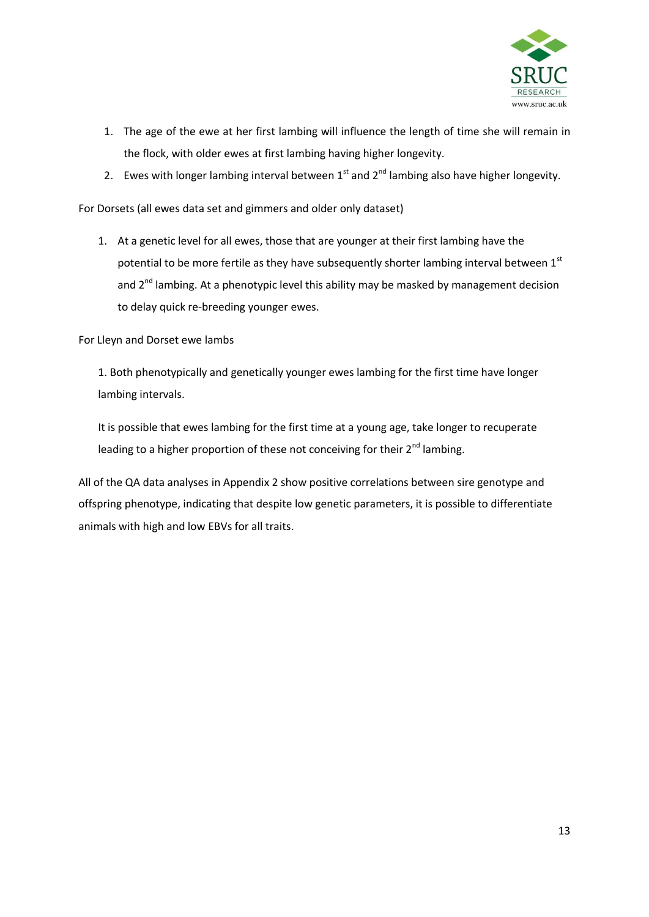1. The age of the ewe at her first lambing will influence the length of time she will remain in the flock, with older ewes at first lambing having higher longevity.
2. Ewes with longer lambing interval between 1st and 2nd lambing also have higher longevity.

For Dorsets (all ewes data set and gimmers and older only dataset)

1. At a genetic level for all ewes, those that are younger at their first lambing have the potential to be more fertile as they have subsequently shorter lambing interval between 1st and 2nd lambing. At a phenotypic level this ability may be masked by management decision to delay quick re-breeding younger ewes.

For Lleyn and Dorset ewe lambs

1. Both phenotypically and genetically younger ewes lambing for the first time have longer lambing intervals.

It is possible that ewes lambing for the first time at a young age, take longer to recuperate leading to a higher proportion of these not conceiving for their 2nd lambing.

All of the QA data analyses in Appendix 2 show positive correlations between sire genotype and offspring phenotype, indicating that despite low genetic parameters, it is possible to differentiate animals with high and low EBVs for all traits.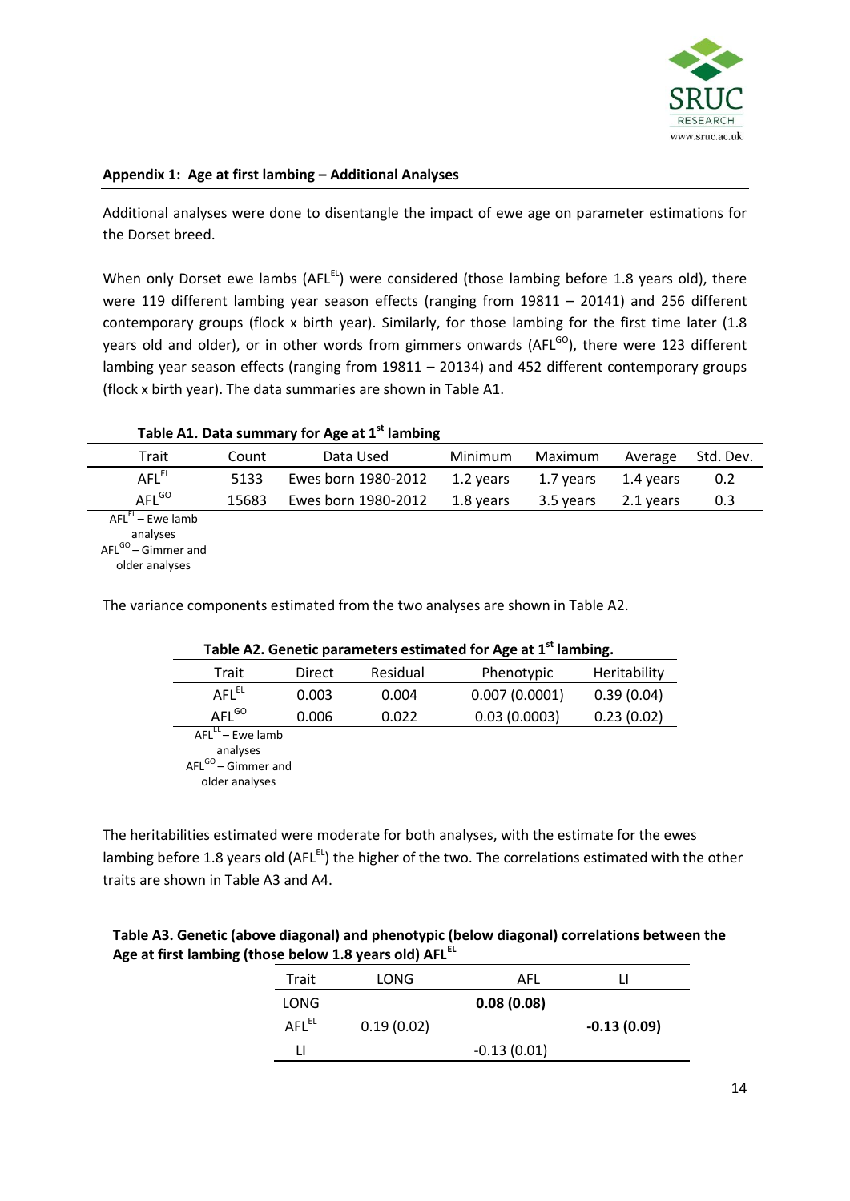**Appendix 1: Age at first lambing – Additional Analyses**

Additional analyses were done to disentangle the impact of ewe age on parameter estimations for the Dorset breed.

When only Dorset ewe lambs ($AFL^{EL}$) were considered (those lambing before 1.8 years old), there were 119 different lambing year season effects (ranging from 19811 – 20141) and 256 different contemporary groups (flock x birth year). Similarly, for those lambing for the first time later (1.8 years old and older), or in other words from gimmers onwards ($AFL^{GO}$), there were 123 different lambing year season effects (ranging from 19811 – 20134) and 452 different contemporary groups (flock x birth year). The data summaries are shown in Table A1.

**Table A1. Data summary for Age at 1st lambing**

| Trait | Count | Data Used | Minimum | Maximum | Average | Std. Dev. |
|---|---|---|---|---|---|---|
| $AFL^{EL}$ | 5133 | Ewes born 1980-2012 | 1.2 years | 1.7 years | 1.4 years | 0.2 |
| $AFL^{GO}$ | 15683 | Ewes born 1980-2012 | 1.8 years | 3.5 years | 2.1 years | 0.3 |

$AFL^{EL}$ – Ewe lamb analyses
$AFL^{GO}$ – Gimmer and older analyses

The variance components estimated from the two analyses are shown in Table A2.

**Table A2. Genetic parameters estimated for Age at 1st lambing.**

| Trait | Direct | Residual | Phenotypic | Heritability |
|---|---|---|---|---|
| $AFL^{EL}$ | 0.003 | 0.004 | 0.007 (0.0001) | 0.39 (0.04) |
| $AFL^{GO}$ | 0.006 | 0.022 | 0.03 (0.0003) | 0.23 (0.02) |

$AFL^{EL}$ – Ewe lamb analyses
$AFL^{GO}$ – Gimmer and older analyses

The heritabilities estimated were moderate for both analyses, with the estimate for the ewes lambing before 1.8 years old ($AFL^{EL}$) the higher of the two. The correlations estimated with the other traits are shown in Table A3 and A4.

**Table A3. Genetic (above diagonal) and phenotypic (below diagonal) correlations between the Age at first lambing (those below 1.8 years old) $AFL^{EL}$**

| Trait | LONG | AFL | LI |
|---|---|---|---|
| LONG | | **0.08 (0.08)** | |
| $AFL^{EL}$ | 0.19 (0.02) | | **-0.13 (0.09)** |
| LI | | -0.13 (0.01) | |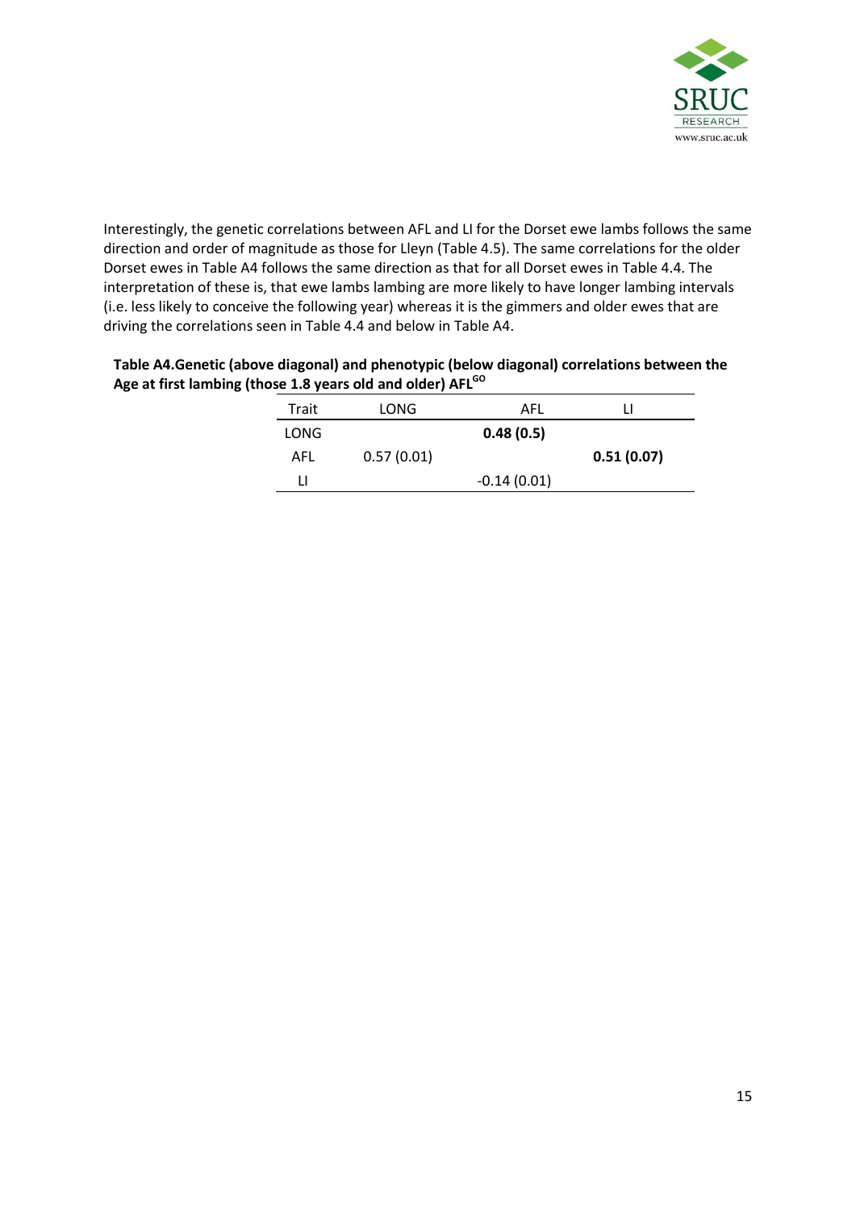Interestingly, the genetic correlations between AFL and LI for the Dorset ewe lambs follows the same direction and order of magnitude as those for Lleyn (Table 4.5). The same correlations for the older Dorset ewes in Table A4 follows the same direction as that for all Dorset ewes in Table 4.4. The interpretation of these is, that ewe lambs lambing are more likely to have longer lambing intervals (i.e. less likely to conceive the following year) whereas it is the gimmers and older ewes that are driving the correlations seen in Table 4.4 and below in Table A4.

**Table A4.Genetic (above diagonal) and phenotypic (below diagonal) correlations between the Age at first lambing (those 1.8 years old and older) $AFL^{GO}$**

| Trait | LONG | AFL | LI |
|---|---|---|---|
| LONG | | **0.48 (0.5)** | |
| AFL | 0.57 (0.01) | | **0.51 (0.07)** |
| LI | | -0.14 (0.01) | |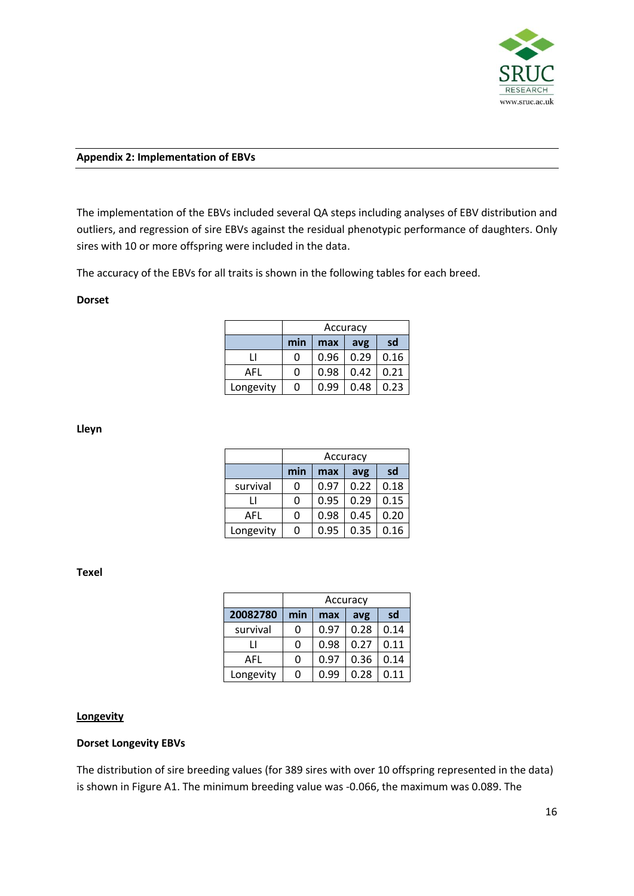**Appendix 2: Implementation of EBVs**

The implementation of the EBVs included several QA steps including analyses of EBV distribution and outliers, and regression of sire EBVs against the residual phenotypic performance of daughters. Only sires with 10 or more offspring were included in the data.

The accuracy of the EBVs for all traits is shown in the following tables for each breed.

**Dorset**

| | Accuracy | | | |
|---|---|---|---|---|
| | **min** | **max** | **avg** | **sd** |
| LI | 0 | 0.96 | 0.29 | 0.16 |
| AFL | 0 | 0.98 | 0.42 | 0.21 |
| Longevity | 0 | 0.99 | 0.48 | 0.23 |

**Lleyn**

| | Accuracy | | | |
|---|---|---|---|---|
| | **min** | **max** | **avg** | **sd** |
| survival | 0 | 0.97 | 0.22 | 0.18 |
| LI | 0 | 0.95 | 0.29 | 0.15 |
| AFL | 0 | 0.98 | 0.45 | 0.20 |
| Longevity | 0 | 0.95 | 0.35 | 0.16 |

**Texel**

| | Accuracy | | | |
|---|---|---|---|---|
| **20082780** | **min** | **max** | **avg** | **sd** |
| survival | 0 | 0.97 | 0.28 | 0.14 |
| LI | 0 | 0.98 | 0.27 | 0.11 |
| AFL | 0 | 0.97 | 0.36 | 0.14 |
| Longevity | 0 | 0.99 | 0.28 | 0.11 |

**Longevity**

**Dorset Longevity EBVs**

The distribution of sire breeding values (for 389 sires with over 10 offspring represented in the data) is shown in Figure A1. The minimum breeding value was -0.066, the maximum was 0.089. The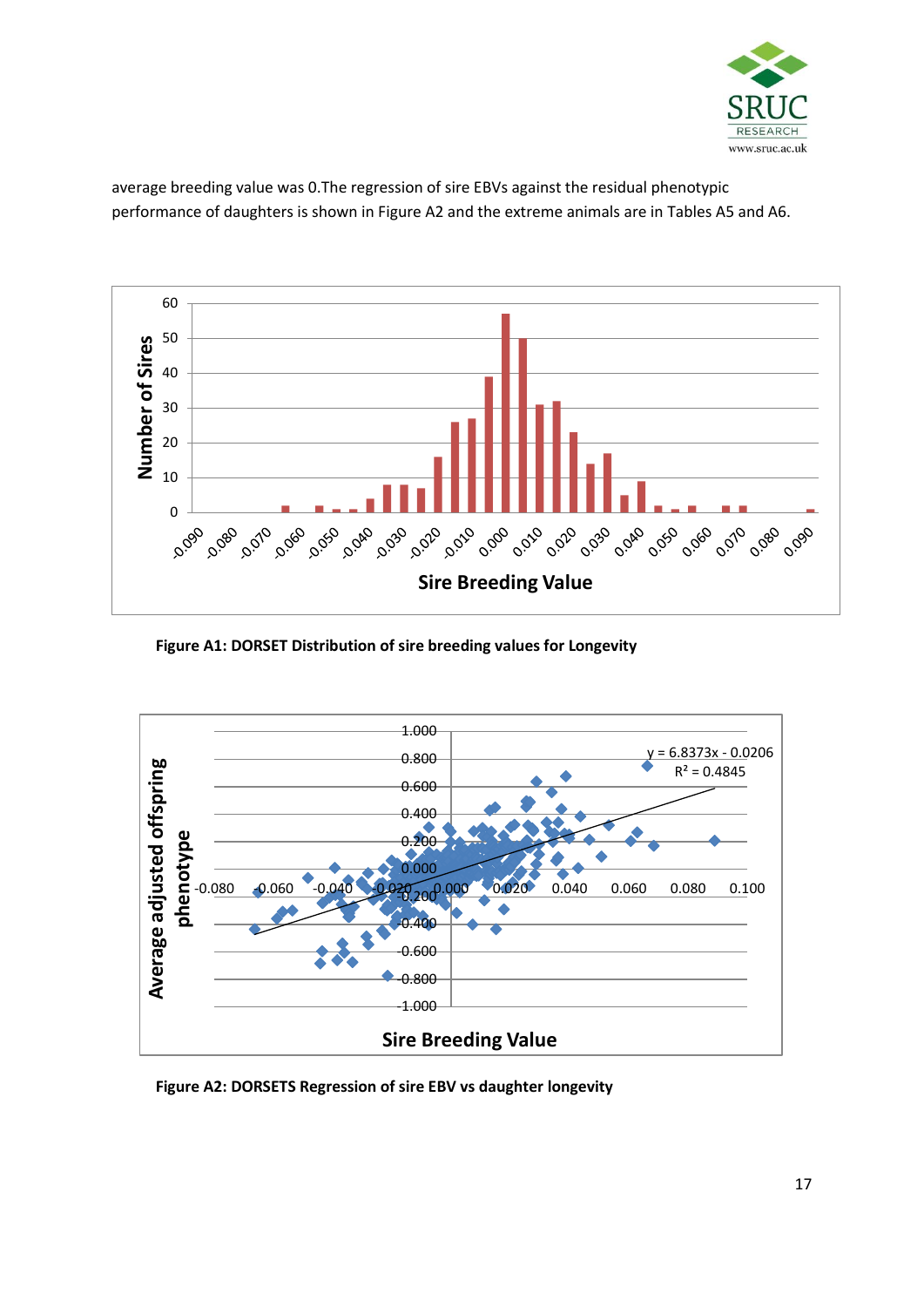average breeding value was 0.The regression of sire EBVs against the residual phenotypic performance of daughters is shown in Figure A2 and the extreme animals are in Tables A5 and A6.

Number of Sires

60
50
40
30
20
10
0

-0.090 -0.080 -0.070 -0.060 -0.050 -0.040 -0.030 -0.020 -0.010 0.000 0.010 0.020 0.030 0.040 0.050 0.060 0.070 0.080 0.090

Sire Breeding Value

**Figure A1: DORSET Distribution of sire breeding values for Longevity**

Average adjusted offspring phenotype

1.000
0.800
0.600
0.400
0.200
0.000
-0.200
-0.400
-0.600
-0.800
-1.000

-0.080 -0.060 -0.040 -0.020 0.000 0.020 0.040 0.060 0.080 0.100

y = 6.8373x - 0.0206
$R^2$ = 0.4845

Sire Breeding Value

**Figure A2: DORSETS Regression of sire EBV vs daughter longevity**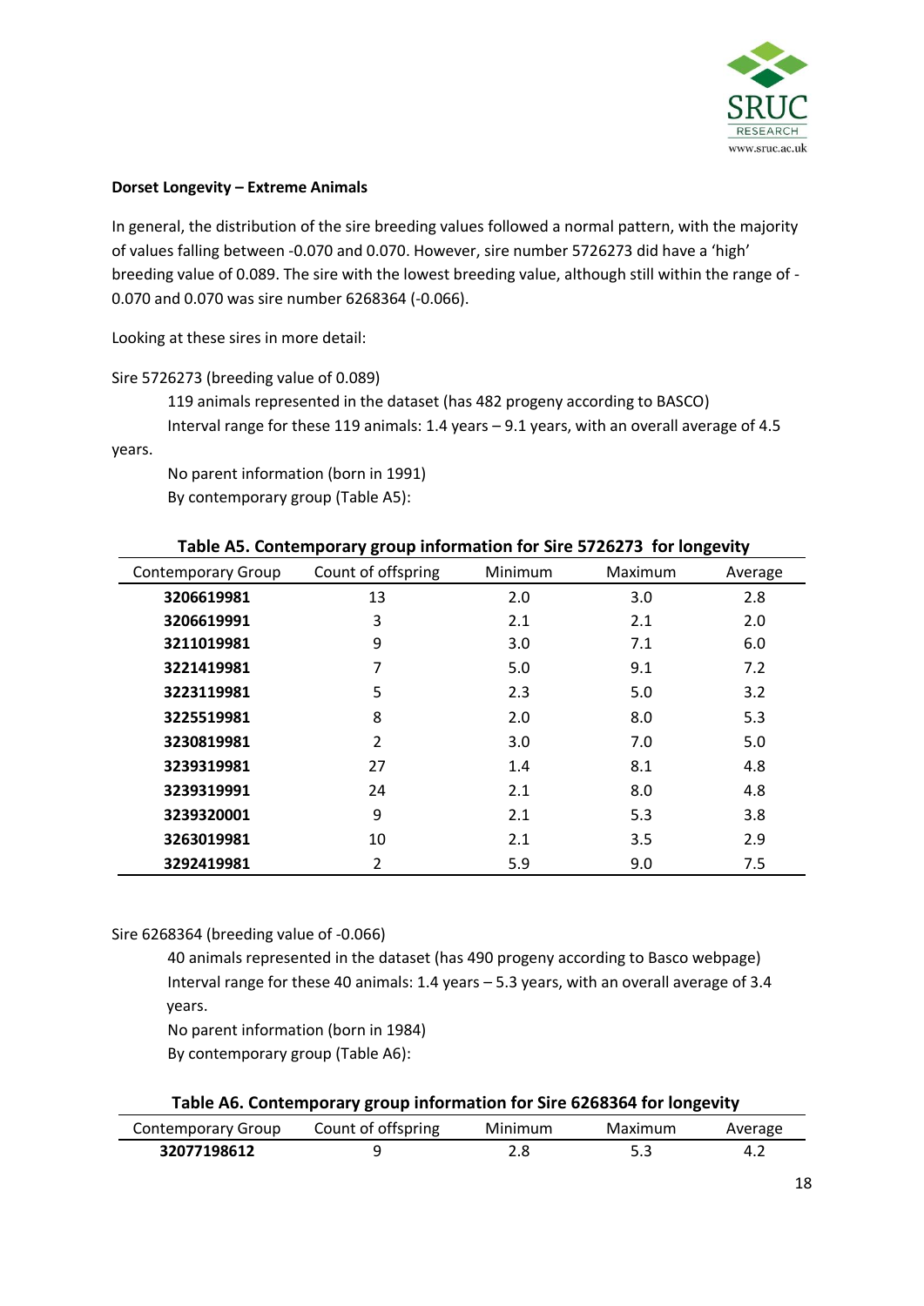**Dorset Longevity – Extreme Animals**

In general, the distribution of the sire breeding values followed a normal pattern, with the majority of values falling between -0.070 and 0.070. However, sire number 5726273 did have a 'high' breeding value of 0.089. The sire with the lowest breeding value, although still within the range of -0.070 and 0.070 was sire number 6268364 (-0.066).

Looking at these sires in more detail:

Sire 5726273 (breeding value of 0.089)

119 animals represented in the dataset (has 482 progeny according to BASCO)

Interval range for these 119 animals: 1.4 years – 9.1 years, with an overall average of 4.5 years.

No parent information (born in 1991)

By contemporary group (Table A5):

**Table A5. Contemporary group information for Sire 5726273 for longevity**

| Contemporary Group | Count of offspring | Minimum | Maximum | Average |
|---|---|---|---|---|
| **3206619981** | 13 | 2.0 | 3.0 | 2.8 |
| **3206619991** | 3 | 2.1 | 2.1 | 2.0 |
| **3211019981** | 9 | 3.0 | 7.1 | 6.0 |
| **3221419981** | 7 | 5.0 | 9.1 | 7.2 |
| **3223119981** | 5 | 2.3 | 5.0 | 3.2 |
| **3225519981** | 8 | 2.0 | 8.0 | 5.3 |
| **3230819981** | 2 | 3.0 | 7.0 | 5.0 |
| **3239319981** | 27 | 1.4 | 8.1 | 4.8 |
| **3239319991** | 24 | 2.1 | 8.0 | 4.8 |
| **3239320001** | 9 | 2.1 | 5.3 | 3.8 |
| **3263019981** | 10 | 2.1 | 3.5 | 2.9 |
| **3292419981** | 2 | 5.9 | 9.0 | 7.5 |

Sire 6268364 (breeding value of -0.066)

40 animals represented in the dataset (has 490 progeny according to Basco webpage)

Interval range for these 40 animals: 1.4 years – 5.3 years, with an overall average of 3.4 years.

No parent information (born in 1984)

By contemporary group (Table A6):

**Table A6. Contemporary group information for Sire 6268364 for longevity**

| Contemporary Group | Count of offspring | Minimum | Maximum | Average |
|---|---|---|---|---|
| **32077198612** | 9 | 2.8 | 5.3 | 4.2 |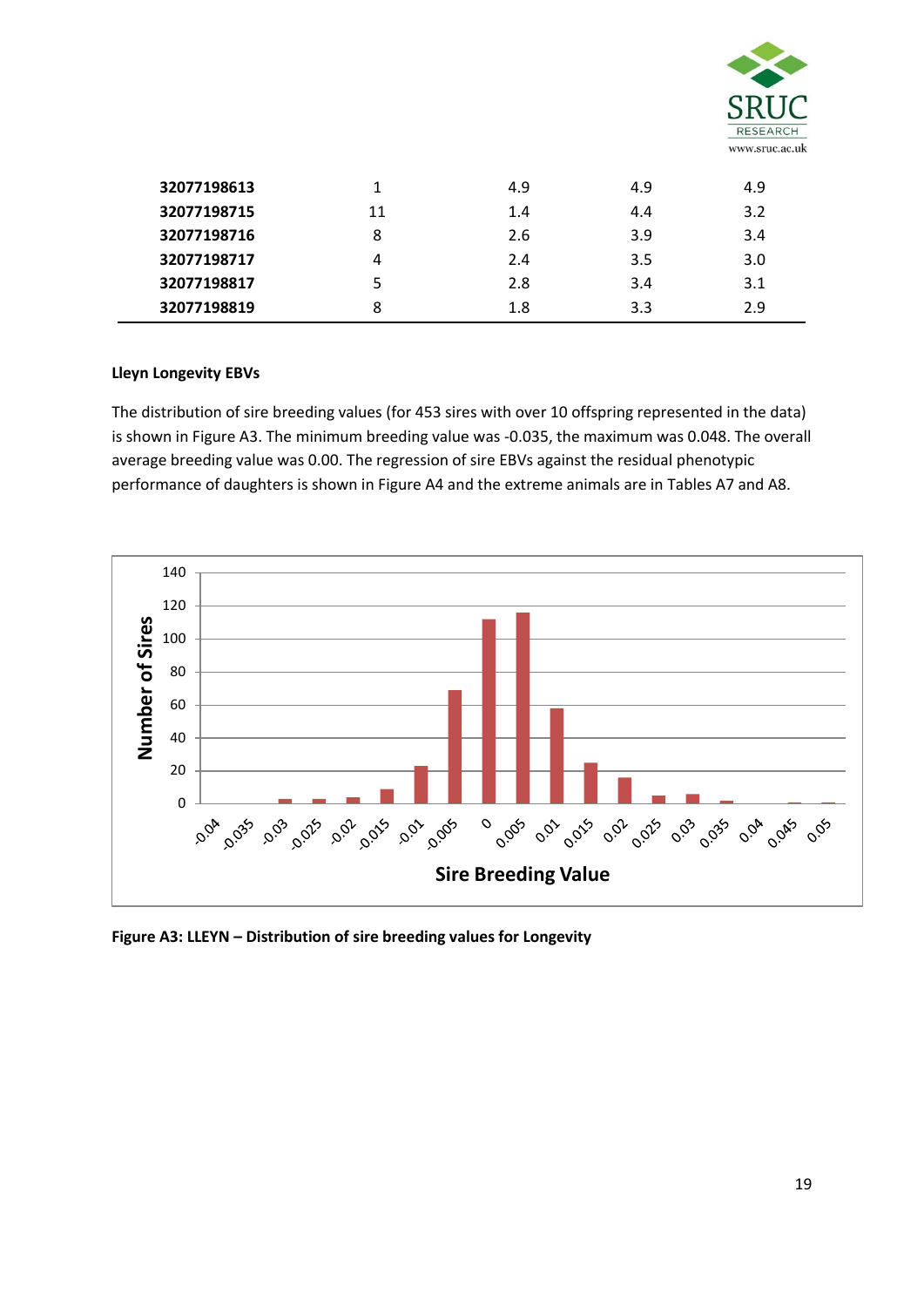| | | | | |
|---|---|---|---|---|
| **32077198613** | 1 | 4.9 | 4.9 | 4.9 |
| **32077198715** | 11 | 1.4 | 4.4 | 3.2 |
| **32077198716** | 8 | 2.6 | 3.9 | 3.4 |
| **32077198717** | 4 | 2.4 | 3.5 | 3.0 |
| **32077198817** | 5 | 2.8 | 3.4 | 3.1 |
| **32077198819** | 8 | 1.8 | 3.3 | 2.9 |

**Lleyn Longevity EBVs**

The distribution of sire breeding values (for 453 sires with over 10 offspring represented in the data) is shown in Figure A3. The minimum breeding value was -0.035, the maximum was 0.048. The overall average breeding value was 0.00. The regression of sire EBVs against the residual phenotypic performance of daughters is shown in Figure A4 and the extreme animals are in Tables A7 and A8.

Number of Sires

140
120
100
80
60
40
20
0

-0.04 -0.035 -0.03 -0.025 -0.02 -0.015 -0.01 -0.005 0 0.005 0.01 0.015 0.02 0.025 0.03 0.035 0.04 0.045 0.05

Sire Breeding Value

**Figure A3: LLEYN – Distribution of sire breeding values for Longevity**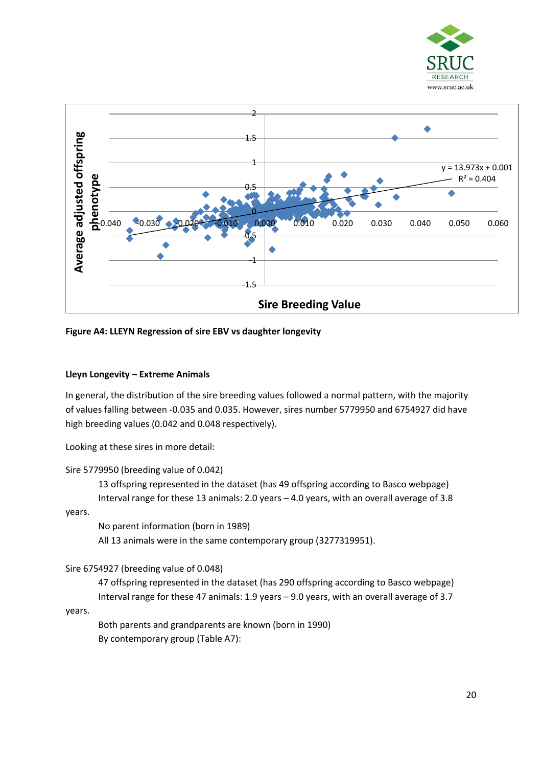Average adjusted offspring phenotype

2
1.5
1
0.5
0
-0.5
-1
-1.5

-0.040 -0.030 -0.020 -0.010 0.000 0.010 0.020 0.030 0.040 0.050 0.060

$y = 13.973x + 0.001$
$R^2 = 0.404$

Sire Breeding Value

**Figure A4: LLEYN Regression of sire EBV vs daughter longevity**

**Lleyn Longevity – Extreme Animals**

In general, the distribution of the sire breeding values followed a normal pattern, with the majority of values falling between -0.035 and 0.035. However, sires number 5779950 and 6754927 did have high breeding values (0.042 and 0.048 respectively).

Looking at these sires in more detail:

Sire 5779950 (breeding value of 0.042)

13 offspring represented in the dataset (has 49 offspring according to Basco webpage)

Interval range for these 13 animals: 2.0 years – 4.0 years, with an overall average of 3.8 years.

No parent information (born in 1989)

All 13 animals were in the same contemporary group (3277319951).

Sire 6754927 (breeding value of 0.048)

47 offspring represented in the dataset (has 290 offspring according to Basco webpage)

Interval range for these 47 animals: 1.9 years – 9.0 years, with an overall average of 3.7 years.

Both parents and grandparents are known (born in 1990)

By contemporary group (Table A7):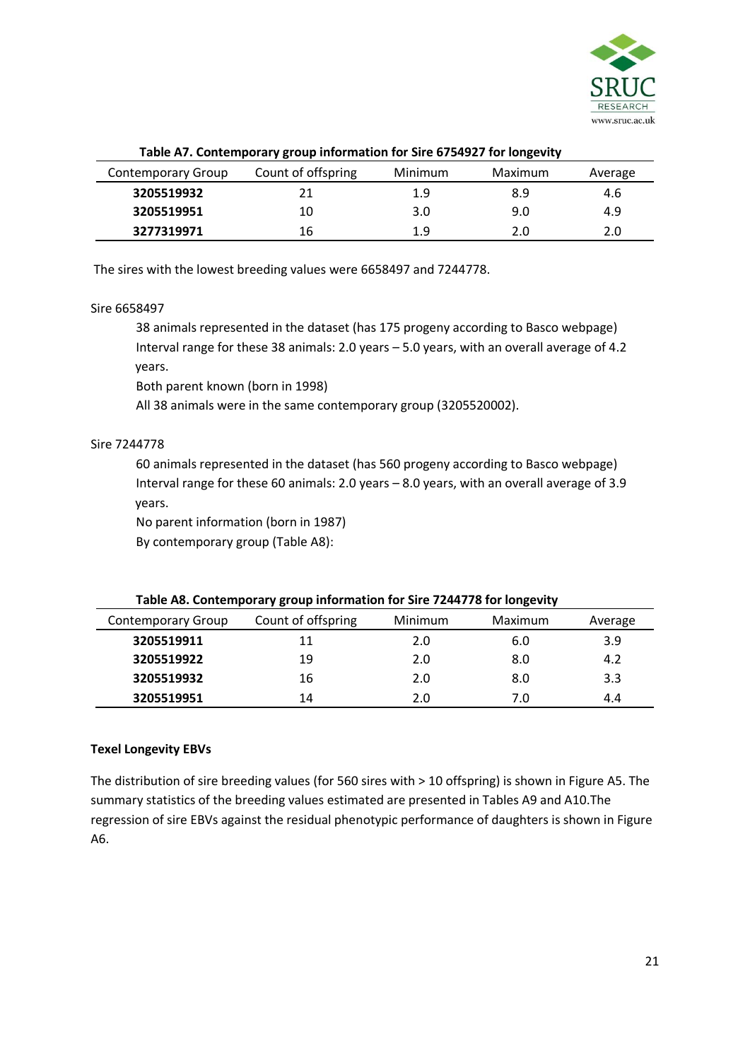**Table A7. Contemporary group information for Sire 6754927 for longevity**

| Contemporary Group | Count of offspring | Minimum | Maximum | Average |
|---|---|---|---|---|
| **3205519932** | 21 | 1.9 | 8.9 | 4.6 |
| **3205519951** | 10 | 3.0 | 9.0 | 4.9 |
| **3277319971** | 16 | 1.9 | 2.0 | 2.0 |

The sires with the lowest breeding values were 6658497 and 7244778.

Sire 6658497

> 38 animals represented in the dataset (has 175 progeny according to Basco webpage)
> Interval range for these 38 animals: 2.0 years – 5.0 years, with an overall average of 4.2 years.
> Both parent known (born in 1998)
> All 38 animals were in the same contemporary group (3205520002).

Sire 7244778

> 60 animals represented in the dataset (has 560 progeny according to Basco webpage)
> Interval range for these 60 animals: 2.0 years – 8.0 years, with an overall average of 3.9 years.
> No parent information (born in 1987)
> By contemporary group (Table A8):

**Table A8. Contemporary group information for Sire 7244778 for longevity**

| Contemporary Group | Count of offspring | Minimum | Maximum | Average |
|---|---|---|---|---|
| **3205519911** | 11 | 2.0 | 6.0 | 3.9 |
| **3205519922** | 19 | 2.0 | 8.0 | 4.2 |
| **3205519932** | 16 | 2.0 | 8.0 | 3.3 |
| **3205519951** | 14 | 2.0 | 7.0 | 4.4 |

**Texel Longevity EBVs**

The distribution of sire breeding values (for 560 sires with > 10 offspring) is shown in Figure A5. The summary statistics of the breeding values estimated are presented in Tables A9 and A10.The regression of sire EBVs against the residual phenotypic performance of daughters is shown in Figure A6.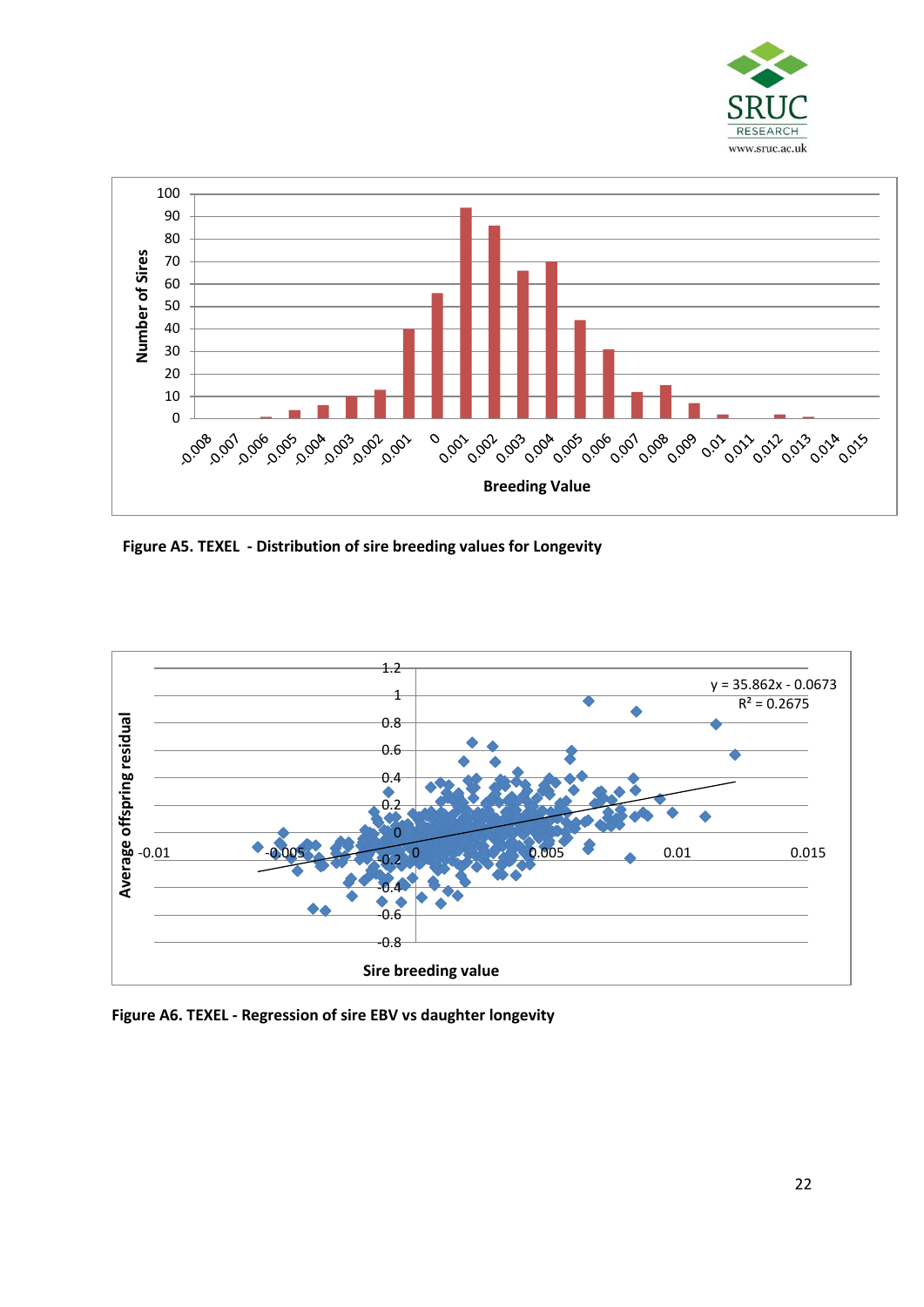100
90
80
70
60
50
40
30
20
10
0

Number of Sires

-0.008 -0.007 -0.006 -0.005 -0.004 -0.003 -0.002 -0.001 0 0.001 0.002 0.003 0.004 0.005 0.006 0.007 0.008 0.009 0.01 0.011 0.012 0.013 0.014 0.015

Breeding Value

**Figure A5. TEXEL - Distribution of sire breeding values for Longevity**

1.2
1
0.8
0.6
0.4
0.2
0
-0.2
-0.4
-0.6
-0.8

-0.01 -0.005 0 0.005 0.01 0.015

$y = 35.862x - 0.0673$
$R^2 = 0.2675$

Average offspring residual

Sire breeding value

**Figure A6. TEXEL - Regression of sire EBV vs daughter longevity**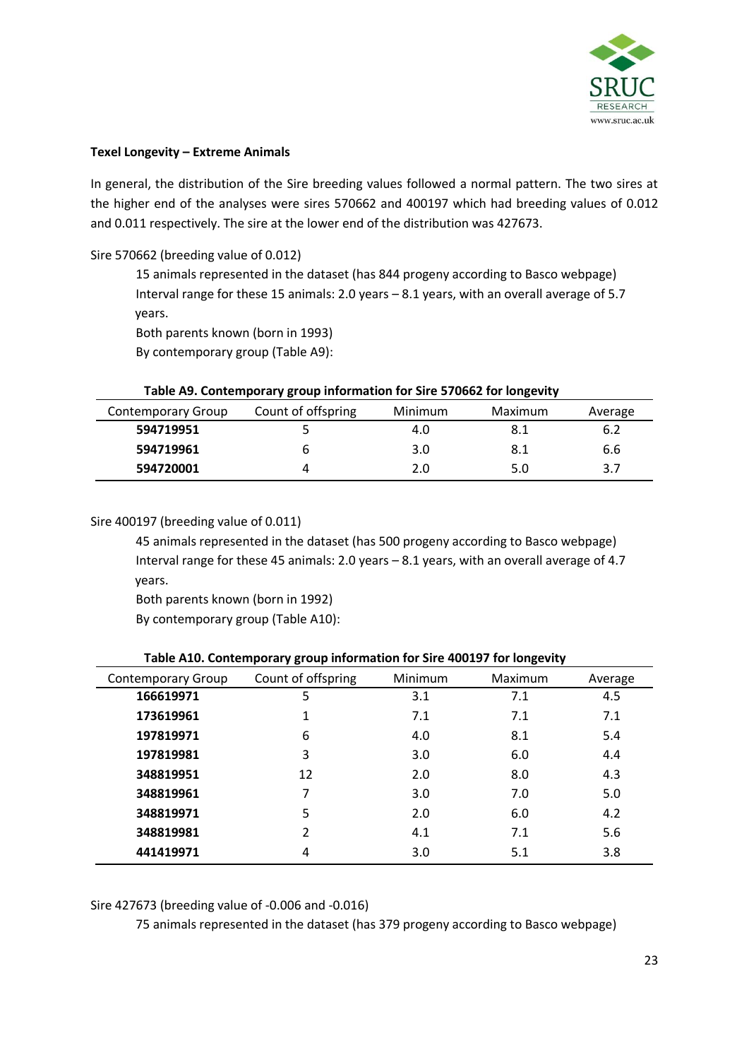**Texel Longevity – Extreme Animals**

In general, the distribution of the Sire breeding values followed a normal pattern. The two sires at the higher end of the analyses were sires 570662 and 400197 which had breeding values of 0.012 and 0.011 respectively. The sire at the lower end of the distribution was 427673.

Sire 570662 (breeding value of 0.012)

> 15 animals represented in the dataset (has 844 progeny according to Basco webpage)
>
> Interval range for these 15 animals: 2.0 years – 8.1 years, with an overall average of 5.7 years.
>
> Both parents known (born in 1993)
>
> By contemporary group (Table A9):

**Table A9. Contemporary group information for Sire 570662 for longevity**

| Contemporary Group | Count of offspring | Minimum | Maximum | Average |
|---|---|---|---|---|
| **594719951** | 5 | 4.0 | 8.1 | 6.2 |
| **594719961** | 6 | 3.0 | 8.1 | 6.6 |
| **594720001** | 4 | 2.0 | 5.0 | 3.7 |

Sire 400197 (breeding value of 0.011)

> 45 animals represented in the dataset (has 500 progeny according to Basco webpage)
>
> Interval range for these 45 animals: 2.0 years – 8.1 years, with an overall average of 4.7 years.
>
> Both parents known (born in 1992)
>
> By contemporary group (Table A10):

**Table A10. Contemporary group information for Sire 400197 for longevity**

| Contemporary Group | Count of offspring | Minimum | Maximum | Average |
|---|---|---|---|---|
| **166619971** | 5 | 3.1 | 7.1 | 4.5 |
| **173619961** | 1 | 7.1 | 7.1 | 7.1 |
| **197819971** | 6 | 4.0 | 8.1 | 5.4 |
| **197819981** | 3 | 3.0 | 6.0 | 4.4 |
| **348819951** | 12 | 2.0 | 8.0 | 4.3 |
| **348819961** | 7 | 3.0 | 7.0 | 5.0 |
| **348819971** | 5 | 2.0 | 6.0 | 4.2 |
| **348819981** | 2 | 4.1 | 7.1 | 5.6 |
| **441419971** | 4 | 3.0 | 5.1 | 3.8 |

Sire 427673 (breeding value of -0.006 and -0.016)

> 75 animals represented in the dataset (has 379 progeny according to Basco webpage)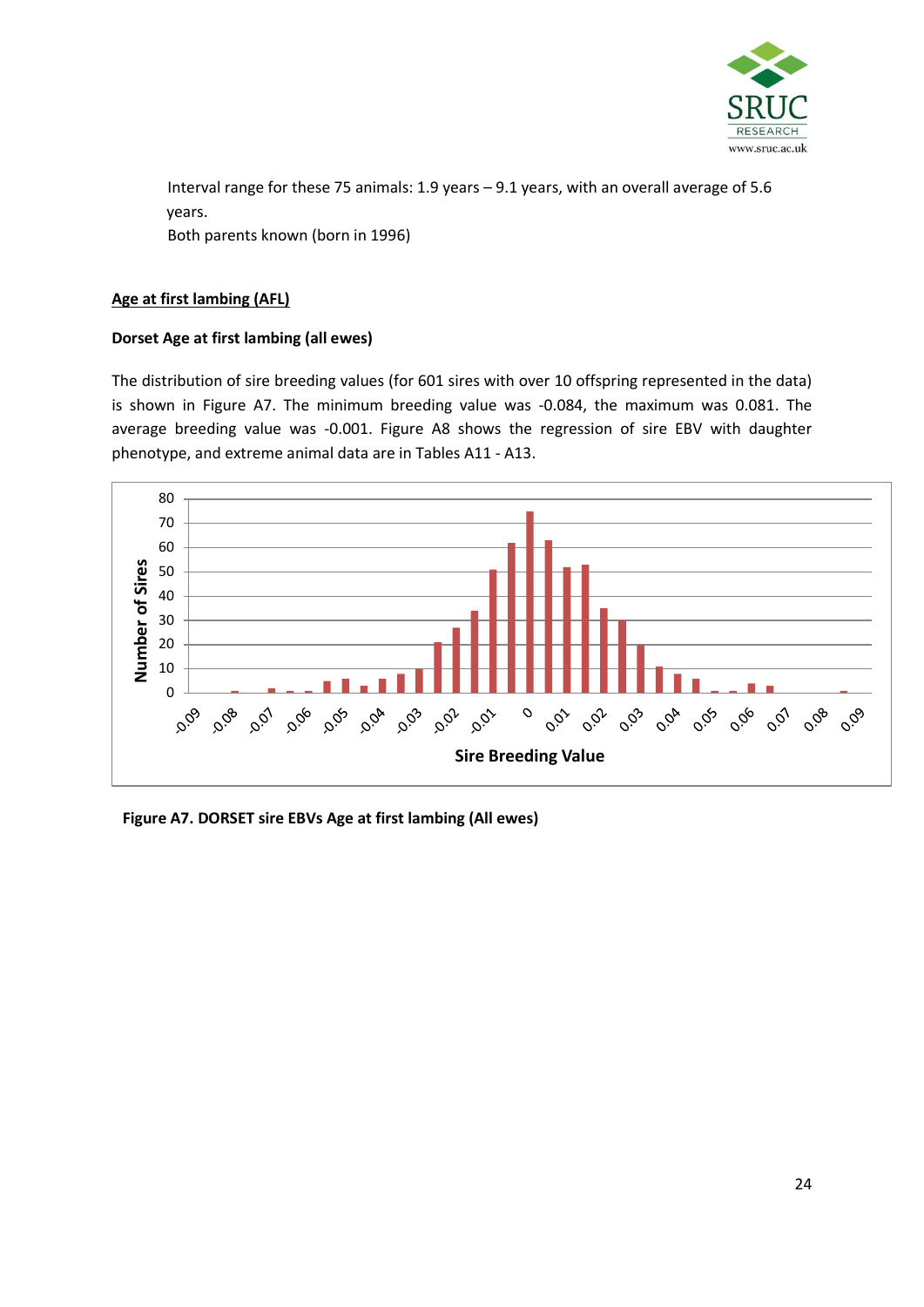Interval range for these 75 animals: 1.9 years – 9.1 years, with an overall average of 5.6 years.
Both parents known (born in 1996)

**Age at first lambing (AFL)**

**Dorset Age at first lambing (all ewes)**

The distribution of sire breeding values (for 601 sires with over 10 offspring represented in the data) is shown in Figure A7. The minimum breeding value was -0.084, the maximum was 0.081. The average breeding value was -0.001. Figure A8 shows the regression of sire EBV with daughter phenotype, and extreme animal data are in Tables A11 - A13.

Number of Sires

80
70
60
50
40
30
20
10
0

-0.09 -0.08 -0.07 -0.06 -0.05 -0.04 -0.03 -0.02 -0.01 0 0.01 0.02 0.03 0.04 0.05 0.06 0.07 0.08 0.09

Sire Breeding Value

**Figure A7. DORSET sire EBVs Age at first lambing (All ewes)**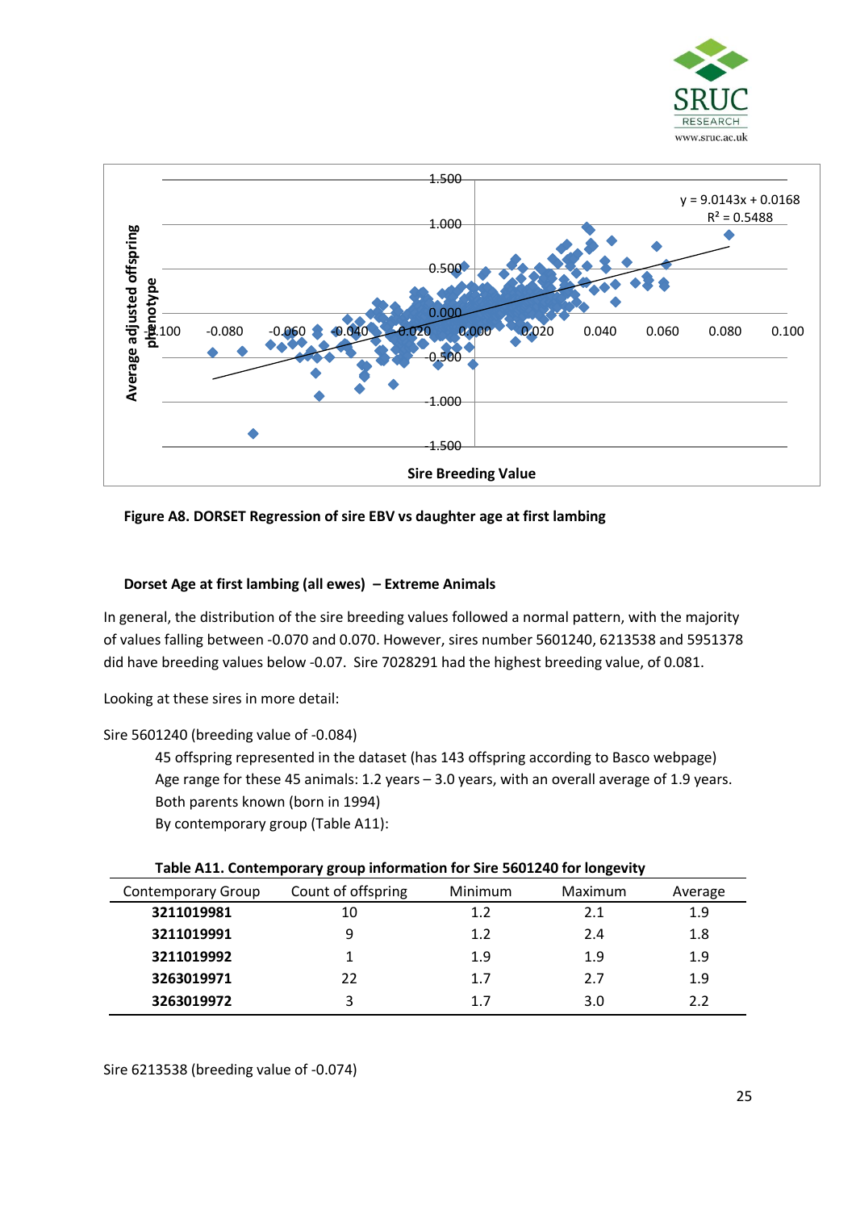1.500

1.000

0.500

0.000

-0.500

-1.000

-1.500

-0.100 -0.080 -0.060 -0.040 -0.020 0.000 0.020 0.040 0.060 0.080 0.100

y = 9.0143x + 0.0168

$R^2$ = 0.5488

Average adjusted offspring phenotype

Sire Breeding Value

**Figure A8. DORSET Regression of sire EBV vs daughter age at first lambing**

**Dorset Age at first lambing (all ewes) – Extreme Animals**

In general, the distribution of the sire breeding values followed a normal pattern, with the majority of values falling between -0.070 and 0.070. However, sires number 5601240, 6213538 and 5951378 did have breeding values below -0.07. Sire 7028291 had the highest breeding value, of 0.081.

Looking at these sires in more detail:

Sire 5601240 (breeding value of -0.084)

> 45 offspring represented in the dataset (has 143 offspring according to Basco webpage)
> Age range for these 45 animals: 1.2 years – 3.0 years, with an overall average of 1.9 years.
> Both parents known (born in 1994)
> By contemporary group (Table A11):

**Table A11. Contemporary group information for Sire 5601240 for longevity**

| Contemporary Group | Count of offspring | Minimum | Maximum | Average |
|---|---|---|---|---|
| **3211019981** | 10 | 1.2 | 2.1 | 1.9 |
| **3211019991** | 9 | 1.2 | 2.4 | 1.8 |
| **3211019992** | 1 | 1.9 | 1.9 | 1.9 |
| **3263019971** | 22 | 1.7 | 2.7 | 1.9 |
| **3263019972** | 3 | 1.7 | 3.0 | 2.2 |

Sire 6213538 (breeding value of -0.074)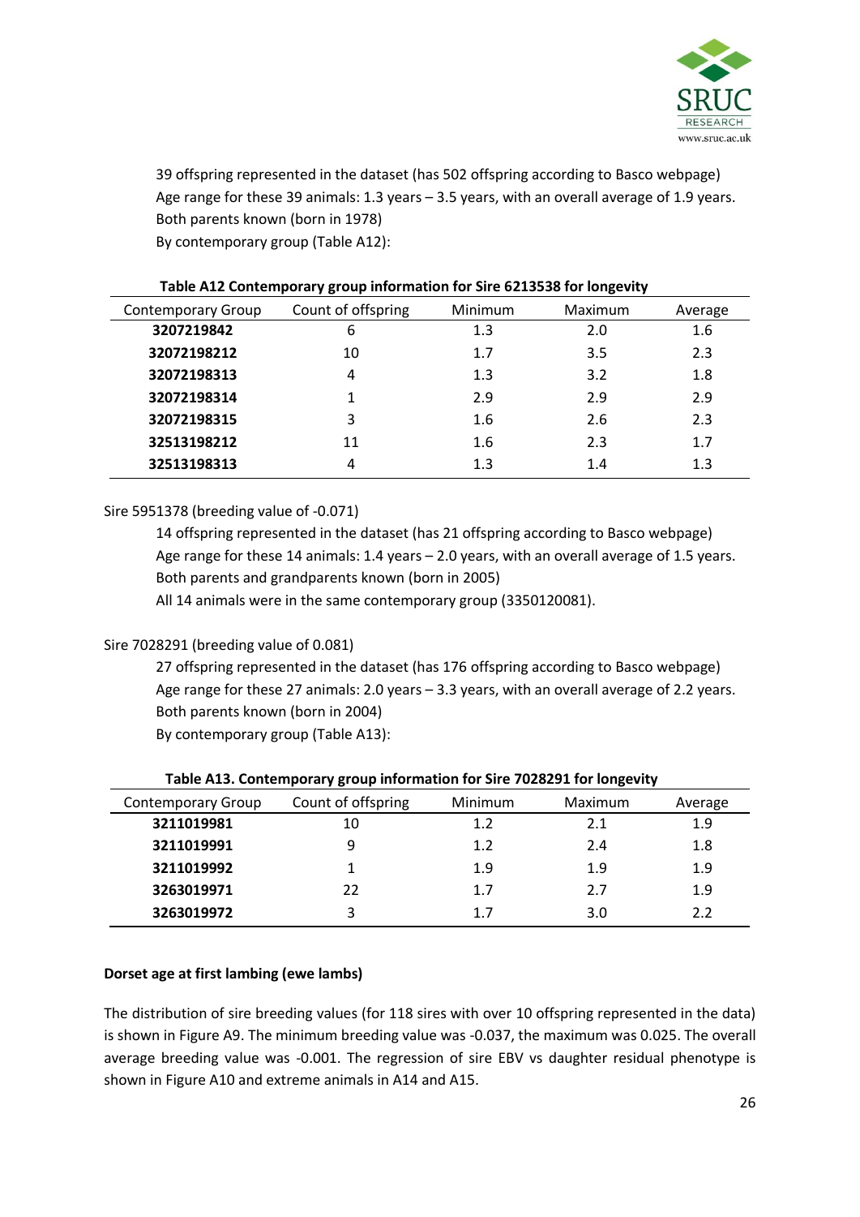39 offspring represented in the dataset (has 502 offspring according to Basco webpage)
Age range for these 39 animals: 1.3 years – 3.5 years, with an overall average of 1.9 years.
Both parents known (born in 1978)
By contemporary group (Table A12):

**Table A12 Contemporary group information for Sire 6213538 for longevity**

| Contemporary Group | Count of offspring | Minimum | Maximum | Average |
|---|---|---|---|---|
| **3207219842** | 6 | 1.3 | 2.0 | 1.6 |
| **32072198212** | 10 | 1.7 | 3.5 | 2.3 |
| **32072198313** | 4 | 1.3 | 3.2 | 1.8 |
| **32072198314** | 1 | 2.9 | 2.9 | 2.9 |
| **32072198315** | 3 | 1.6 | 2.6 | 2.3 |
| **32513198212** | 11 | 1.6 | 2.3 | 1.7 |
| **32513198313** | 4 | 1.3 | 1.4 | 1.3 |

Sire 5951378 (breeding value of -0.071)

14 offspring represented in the dataset (has 21 offspring according to Basco webpage)
Age range for these 14 animals: 1.4 years – 2.0 years, with an overall average of 1.5 years.
Both parents and grandparents known (born in 2005)
All 14 animals were in the same contemporary group (3350120081).

Sire 7028291 (breeding value of 0.081)

27 offspring represented in the dataset (has 176 offspring according to Basco webpage)
Age range for these 27 animals: 2.0 years – 3.3 years, with an overall average of 2.2 years.
Both parents known (born in 2004)
By contemporary group (Table A13):

**Table A13. Contemporary group information for Sire 7028291 for longevity**

| Contemporary Group | Count of offspring | Minimum | Maximum | Average |
|---|---|---|---|---|
| **3211019981** | 10 | 1.2 | 2.1 | 1.9 |
| **3211019991** | 9 | 1.2 | 2.4 | 1.8 |
| **3211019992** | 1 | 1.9 | 1.9 | 1.9 |
| **3263019971** | 22 | 1.7 | 2.7 | 1.9 |
| **3263019972** | 3 | 1.7 | 3.0 | 2.2 |

**Dorset age at first lambing (ewe lambs)**

The distribution of sire breeding values (for 118 sires with over 10 offspring represented in the data) is shown in Figure A9. The minimum breeding value was -0.037, the maximum was 0.025. The overall average breeding value was -0.001. The regression of sire EBV vs daughter residual phenotype is shown in Figure A10 and extreme animals in A14 and A15.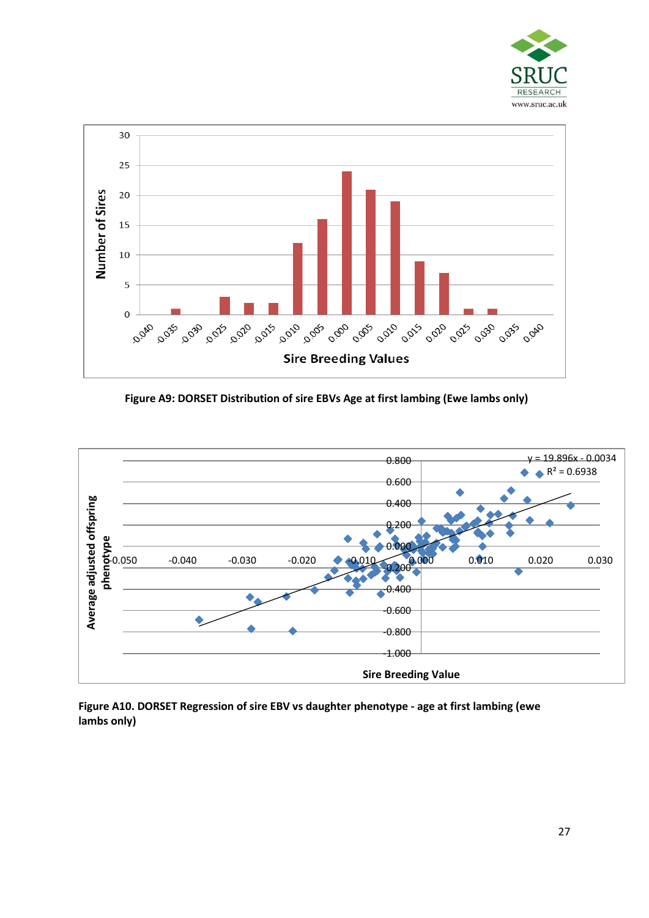SRUC

RESEARCH

www.sruc.ac.uk

30

25

20

15

10

5

0

Number of Sires

-0.040 -0.035 -0.030 -0.025 -0.020 -0.015 -0.010 -0.005 0.000 0.005 0.010 0.015 0.020 0.025 0.030 0.035 0.040

Sire Breeding Values

**Figure A9: DORSET Distribution of sire EBVs Age at first lambing (Ewe lambs only)**

y = 19.896x - 0.0034

$R^2$ = 0.6938

0.800

0.600

0.400

0.200

0.000

-0.200

-0.400

-0.600

-0.800

-1.000

-0.050 -0.040 -0.030 -0.020 -0.010 0.000 0.010 0.020 0.030

Average adjusted offspring phenotype

Sire Breeding Value

**Figure A10. DORSET Regression of sire EBV vs daughter phenotype - age at first lambing (ewe lambs only)**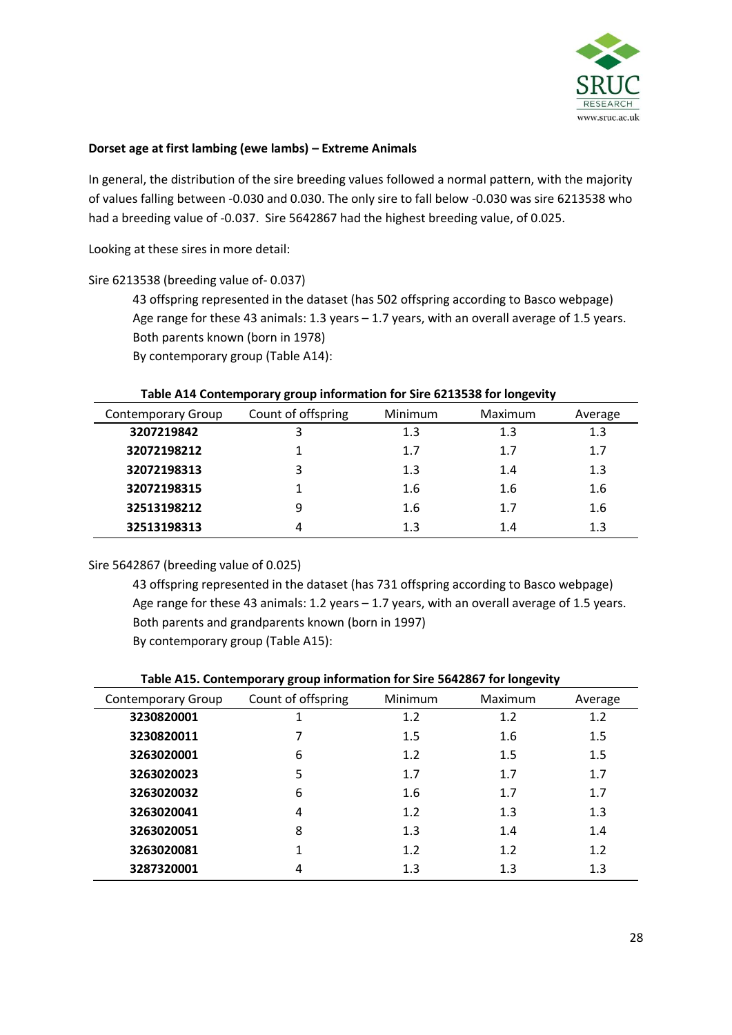**Dorset age at first lambing (ewe lambs) – Extreme Animals**

In general, the distribution of the sire breeding values followed a normal pattern, with the majority of values falling between -0.030 and 0.030. The only sire to fall below -0.030 was sire 6213538 who had a breeding value of -0.037. Sire 5642867 had the highest breeding value, of 0.025.

Looking at these sires in more detail:

Sire 6213538 (breeding value of- 0.037)

> 43 offspring represented in the dataset (has 502 offspring according to Basco webpage)
> Age range for these 43 animals: 1.3 years – 1.7 years, with an overall average of 1.5 years.
> Both parents known (born in 1978)
> By contemporary group (Table A14):

**Table A14 Contemporary group information for Sire 6213538 for longevity**

| Contemporary Group | Count of offspring | Minimum | Maximum | Average |
|---|---|---|---|---|
| **3207219842** | 3 | 1.3 | 1.3 | 1.3 |
| **32072198212** | 1 | 1.7 | 1.7 | 1.7 |
| **32072198313** | 3 | 1.3 | 1.4 | 1.3 |
| **32072198315** | 1 | 1.6 | 1.6 | 1.6 |
| **32513198212** | 9 | 1.6 | 1.7 | 1.6 |
| **32513198313** | 4 | 1.3 | 1.4 | 1.3 |

Sire 5642867 (breeding value of 0.025)

> 43 offspring represented in the dataset (has 731 offspring according to Basco webpage)
> Age range for these 43 animals: 1.2 years – 1.7 years, with an overall average of 1.5 years.
> Both parents and grandparents known (born in 1997)
> By contemporary group (Table A15):

**Table A15. Contemporary group information for Sire 5642867 for longevity**

| Contemporary Group | Count of offspring | Minimum | Maximum | Average |
|---|---|---|---|---|
| **3230820001** | 1 | 1.2 | 1.2 | 1.2 |
| **3230820011** | 7 | 1.5 | 1.6 | 1.5 |
| **3263020001** | 6 | 1.2 | 1.5 | 1.5 |
| **3263020023** | 5 | 1.7 | 1.7 | 1.7 |
| **3263020032** | 6 | 1.6 | 1.7 | 1.7 |
| **3263020041** | 4 | 1.2 | 1.3 | 1.3 |
| **3263020051** | 8 | 1.3 | 1.4 | 1.4 |
| **3263020081** | 1 | 1.2 | 1.2 | 1.2 |
| **3287320001** | 4 | 1.3 | 1.3 | 1.3 |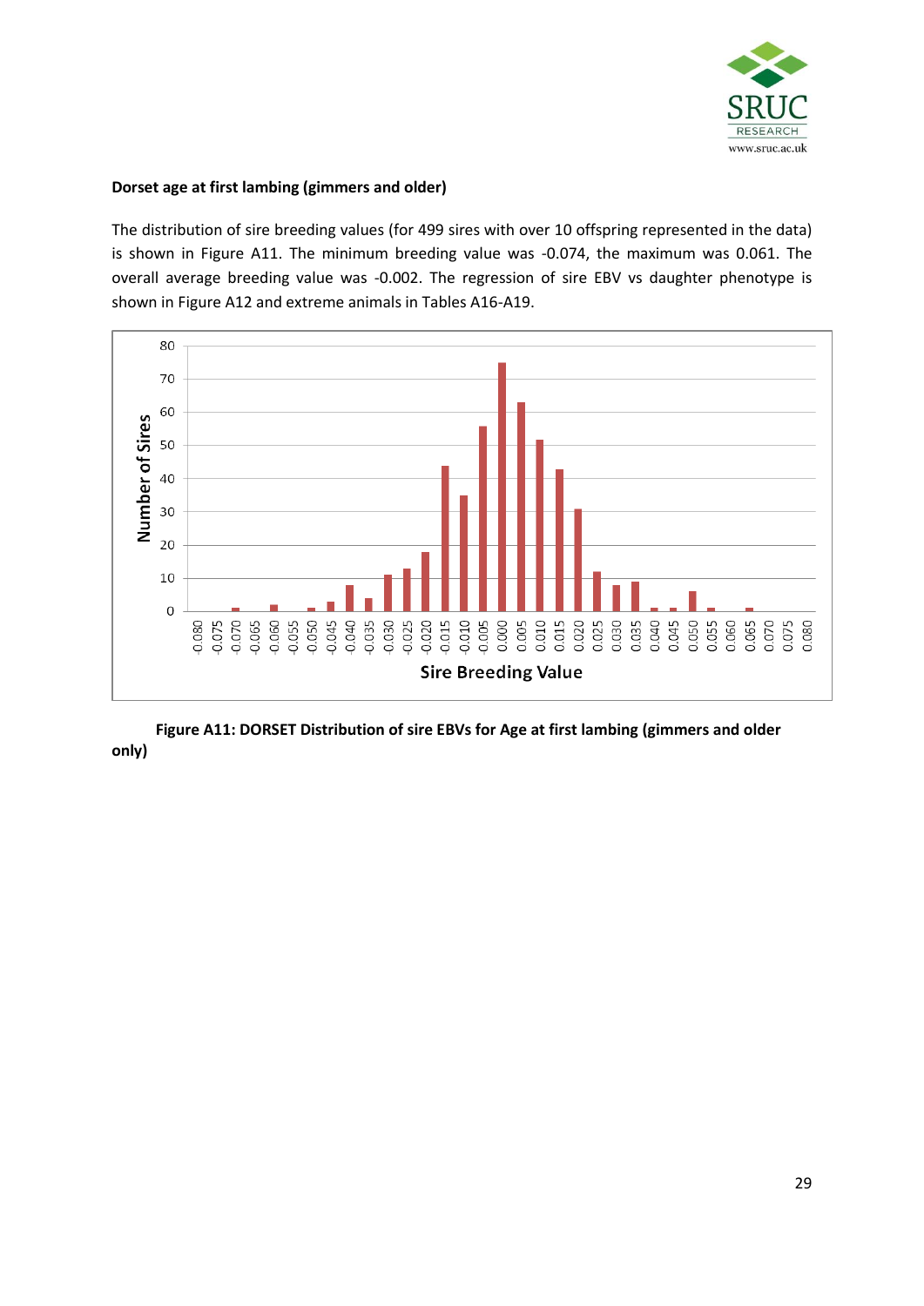**Dorset age at first lambing (gimmers and older)**

The distribution of sire breeding values (for 499 sires with over 10 offspring represented in the data) is shown in Figure A11. The minimum breeding value was -0.074, the maximum was 0.061. The overall average breeding value was -0.002. The regression of sire EBV vs daughter phenotype is shown in Figure A12 and extreme animals in Tables A16-A19.

**Figure A11: DORSET Distribution of sire EBVs for Age at first lambing (gimmers and older only)**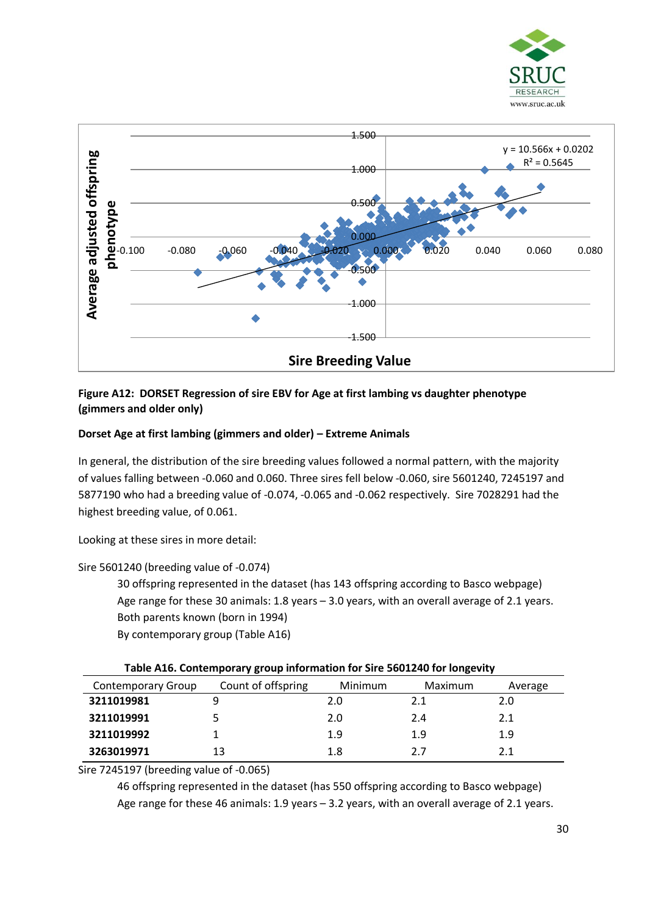1.500

y = 10.566x + 0.0202

$R^2$ = 0.5645

1.000

0.500

0.000

-0.100 -0.080 -0.060 -0.040 -0.020 0.000 0.020 0.040 0.060 0.080

-0.500

-1.000

-1.500

Average adjusted offspring phenotype

Sire Breeding Value

**Figure A12: DORSET Regression of sire EBV for Age at first lambing vs daughter phenotype (gimmers and older only)**

**Dorset Age at first lambing (gimmers and older) – Extreme Animals**

In general, the distribution of the sire breeding values followed a normal pattern, with the majority of values falling between -0.060 and 0.060. Three sires fell below -0.060, sire 5601240, 7245197 and 5877190 who had a breeding value of -0.074, -0.065 and -0.062 respectively. Sire 7028291 had the highest breeding value, of 0.061.

Looking at these sires in more detail:

Sire 5601240 (breeding value of -0.074)

> 30 offspring represented in the dataset (has 143 offspring according to Basco webpage)
> Age range for these 30 animals: 1.8 years – 3.0 years, with an overall average of 2.1 years.
> Both parents known (born in 1994)
> By contemporary group (Table A16)

**Table A16. Contemporary group information for Sire 5601240 for longevity**

| Contemporary Group | Count of offspring | Minimum | Maximum | Average |
|---|---|---|---|---|
| **3211019981** | 9 | 2.0 | 2.1 | 2.0 |
| **3211019991** | 5 | 2.0 | 2.4 | 2.1 |
| **3211019992** | 1 | 1.9 | 1.9 | 1.9 |
| **3263019971** | 13 | 1.8 | 2.7 | 2.1 |

Sire 7245197 (breeding value of -0.065)

> 46 offspring represented in the dataset (has 550 offspring according to Basco webpage)
> Age range for these 46 animals: 1.9 years – 3.2 years, with an overall average of 2.1 years.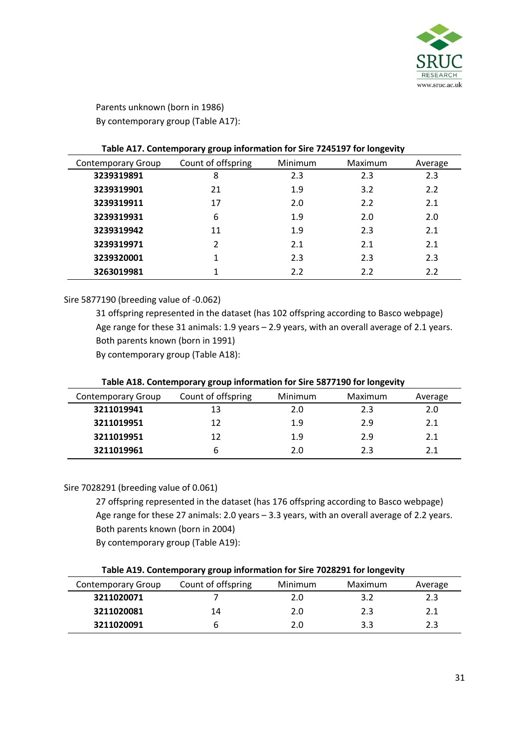Parents unknown (born in 1986)

By contemporary group (Table A17):

**Table A17. Contemporary group information for Sire 7245197 for longevity**

| Contemporary Group | Count of offspring | Minimum | Maximum | Average |
|---|---|---|---|---|
| **3239319891** | 8 | 2.3 | 2.3 | 2.3 |
| **3239319901** | 21 | 1.9 | 3.2 | 2.2 |
| **3239319911** | 17 | 2.0 | 2.2 | 2.1 |
| **3239319931** | 6 | 1.9 | 2.0 | 2.0 |
| **3239319942** | 11 | 1.9 | 2.3 | 2.1 |
| **3239319971** | 2 | 2.1 | 2.1 | 2.1 |
| **3239320001** | 1 | 2.3 | 2.3 | 2.3 |
| **3263019981** | 1 | 2.2 | 2.2 | 2.2 |

Sire 5877190 (breeding value of -0.062)

31 offspring represented in the dataset (has 102 offspring according to Basco webpage)

Age range for these 31 animals: 1.9 years – 2.9 years, with an overall average of 2.1 years.

Both parents known (born in 1991)

By contemporary group (Table A18):

**Table A18. Contemporary group information for Sire 5877190 for longevity**

| Contemporary Group | Count of offspring | Minimum | Maximum | Average |
|---|---|---|---|---|
| **3211019941** | 13 | 2.0 | 2.3 | 2.0 |
| **3211019951** | 12 | 1.9 | 2.9 | 2.1 |
| **3211019951** | 12 | 1.9 | 2.9 | 2.1 |
| **3211019961** | 6 | 2.0 | 2.3 | 2.1 |

Sire 7028291 (breeding value of 0.061)

27 offspring represented in the dataset (has 176 offspring according to Basco webpage)

Age range for these 27 animals: 2.0 years – 3.3 years, with an overall average of 2.2 years.

Both parents known (born in 2004)

By contemporary group (Table A19):

**Table A19. Contemporary group information for Sire 7028291 for longevity**

| Contemporary Group | Count of offspring | Minimum | Maximum | Average |
|---|---|---|---|---|
| **3211020071** | 7 | 2.0 | 3.2 | 2.3 |
| **3211020081** | 14 | 2.0 | 2.3 | 2.1 |
| **3211020091** | 6 | 2.0 | 3.3 | 2.3 |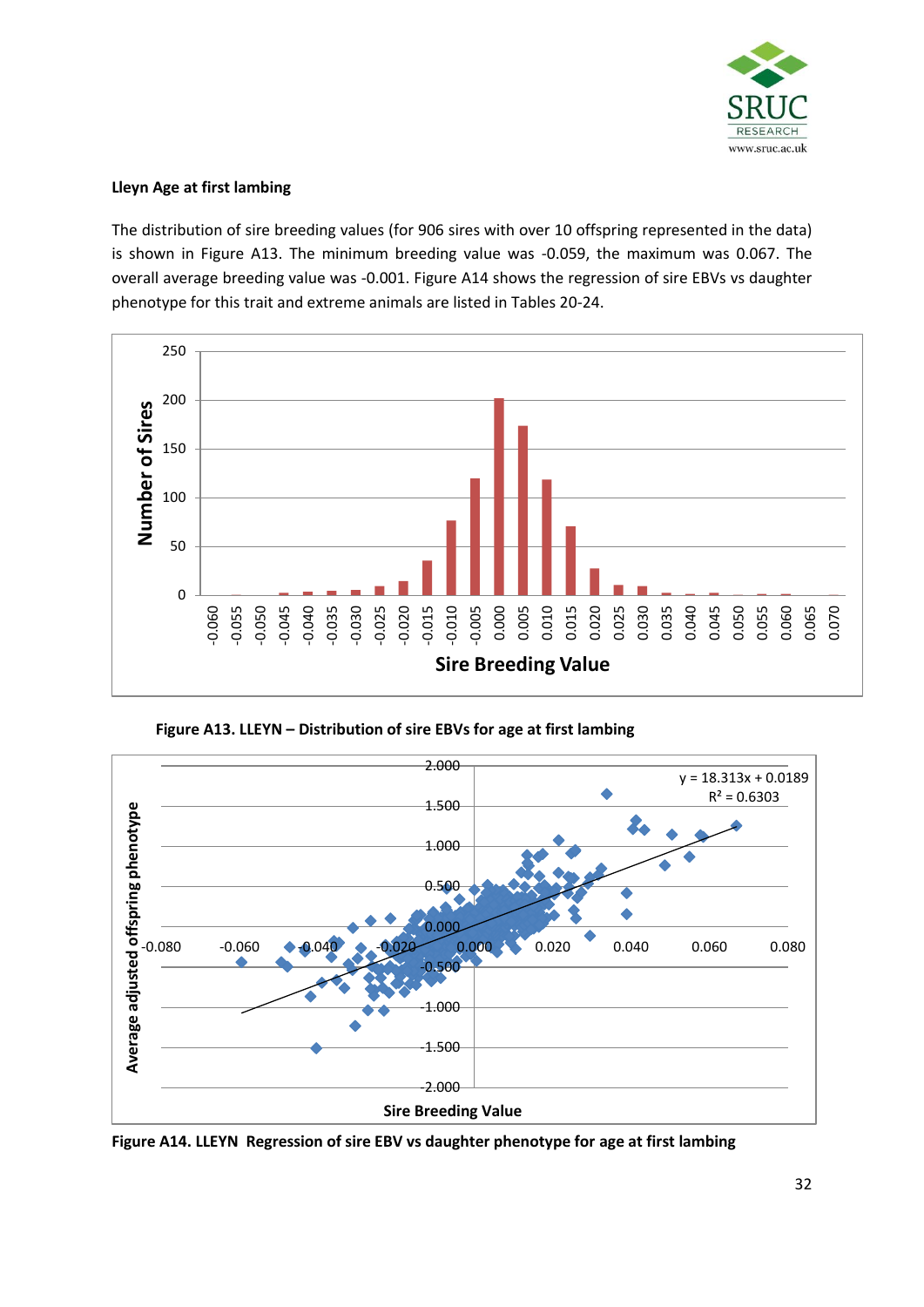**Lleyn Age at first lambing**

The distribution of sire breeding values (for 906 sires with over 10 offspring represented in the data) is shown in Figure A13. The minimum breeding value was -0.059, the maximum was 0.067. The overall average breeding value was -0.001. Figure A14 shows the regression of sire EBVs vs daughter phenotype for this trait and extreme animals are listed in Tables 20-24.

Number of Sires

250
200
150
100
50
0

-0.060 -0.055 -0.050 -0.045 -0.040 -0.035 -0.030 -0.025 -0.020 -0.015 -0.010 -0.005 0.000 0.005 0.010 0.015 0.020 0.025 0.030 0.035 0.040 0.045 0.050 0.055 0.060 0.065 0.070

Sire Breeding Value

**Figure A13. LLEYN – Distribution of sire EBVs for age at first lambing**

Average adjusted offspring phenotype

2.000
1.500
1.000
0.500
0.000
-0.500
-1.000
-1.500
-2.000

-0.080 -0.060 -0.040 -0.020 0.000 0.020 0.040 0.060 0.080

y = 18.313x + 0.0189
$R^2$ = 0.6303

Sire Breeding Value

**Figure A14. LLEYN Regression of sire EBV vs daughter phenotype for age at first lambing**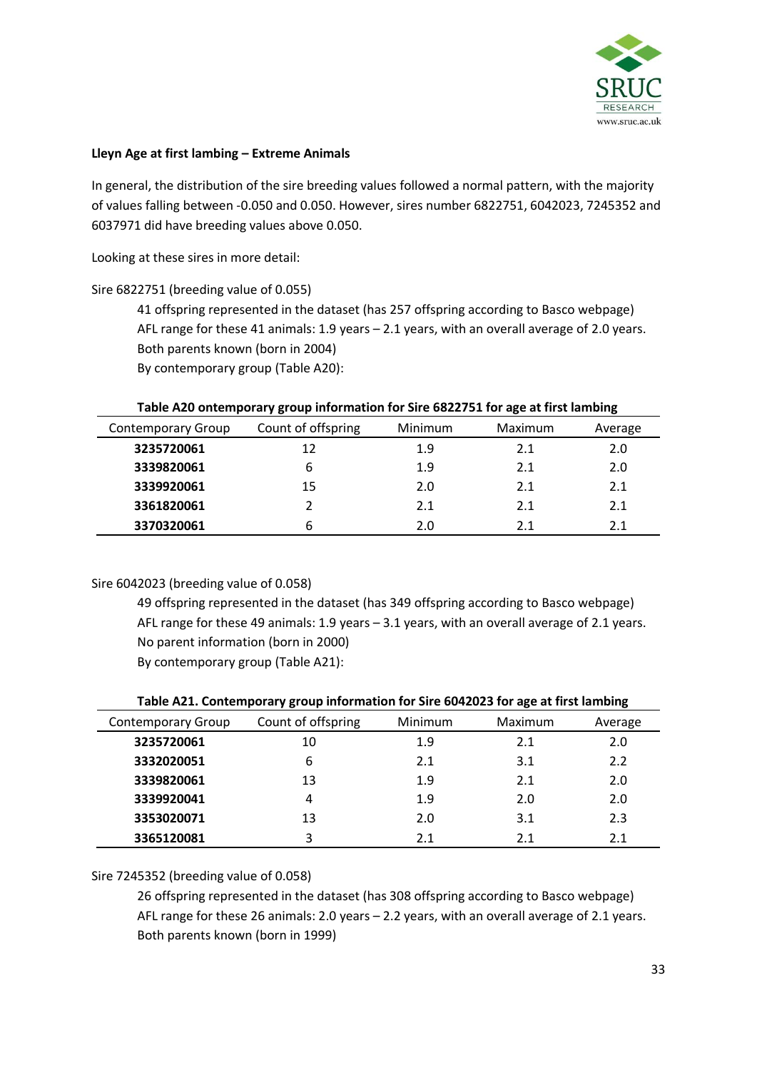**Lleyn Age at first lambing – Extreme Animals**

In general, the distribution of the sire breeding values followed a normal pattern, with the majority of values falling between -0.050 and 0.050. However, sires number 6822751, 6042023, 7245352 and 6037971 did have breeding values above 0.050.

Looking at these sires in more detail:

Sire 6822751 (breeding value of 0.055)

> 41 offspring represented in the dataset (has 257 offspring according to Basco webpage)
> AFL range for these 41 animals: 1.9 years – 2.1 years, with an overall average of 2.0 years.
> Both parents known (born in 2004)
> By contemporary group (Table A20):

**Table A20 ontemporary group information for Sire 6822751 for age at first lambing**

| Contemporary Group | Count of offspring | Minimum | Maximum | Average |
|---|---|---|---|---|
| **3235720061** | 12 | 1.9 | 2.1 | 2.0 |
| **3339820061** | 6 | 1.9 | 2.1 | 2.0 |
| **3339920061** | 15 | 2.0 | 2.1 | 2.1 |
| **3361820061** | 2 | 2.1 | 2.1 | 2.1 |
| **3370320061** | 6 | 2.0 | 2.1 | 2.1 |

Sire 6042023 (breeding value of 0.058)

> 49 offspring represented in the dataset (has 349 offspring according to Basco webpage)
> AFL range for these 49 animals: 1.9 years – 3.1 years, with an overall average of 2.1 years.
> No parent information (born in 2000)
> By contemporary group (Table A21):

**Table A21. Contemporary group information for Sire 6042023 for age at first lambing**

| Contemporary Group | Count of offspring | Minimum | Maximum | Average |
|---|---|---|---|---|
| **3235720061** | 10 | 1.9 | 2.1 | 2.0 |
| **3332020051** | 6 | 2.1 | 3.1 | 2.2 |
| **3339820061** | 13 | 1.9 | 2.1 | 2.0 |
| **3339920041** | 4 | 1.9 | 2.0 | 2.0 |
| **3353020071** | 13 | 2.0 | 3.1 | 2.3 |
| **3365120081** | 3 | 2.1 | 2.1 | 2.1 |

Sire 7245352 (breeding value of 0.058)

> 26 offspring represented in the dataset (has 308 offspring according to Basco webpage)
> AFL range for these 26 animals: 2.0 years – 2.2 years, with an overall average of 2.1 years.
> Both parents known (born in 1999)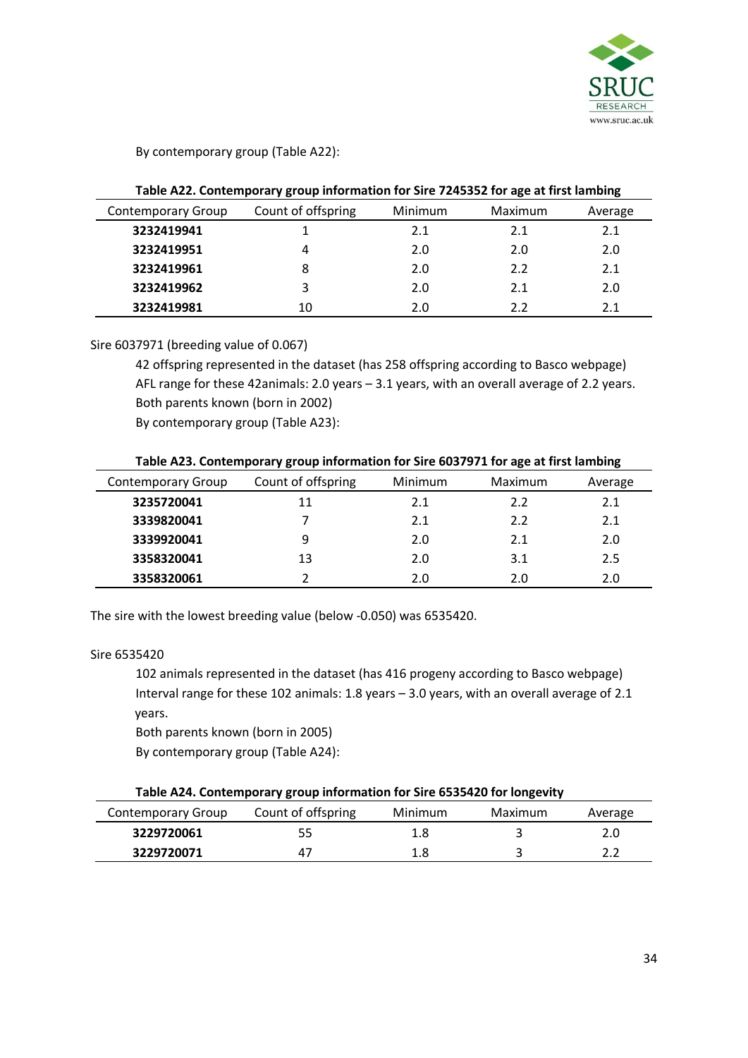By contemporary group (Table A22):

**Table A22. Contemporary group information for Sire 7245352 for age at first lambing**

| Contemporary Group | Count of offspring | Minimum | Maximum | Average |
|---|---|---|---|---|
| **3232419941** | 1 | 2.1 | 2.1 | 2.1 |
| **3232419951** | 4 | 2.0 | 2.0 | 2.0 |
| **3232419961** | 8 | 2.0 | 2.2 | 2.1 |
| **3232419962** | 3 | 2.0 | 2.1 | 2.0 |
| **3232419981** | 10 | 2.0 | 2.2 | 2.1 |

Sire 6037971 (breeding value of 0.067)

42 offspring represented in the dataset (has 258 offspring according to Basco webpage)
AFL range for these 42animals: 2.0 years – 3.1 years, with an overall average of 2.2 years.
Both parents known (born in 2002)
By contemporary group (Table A23):

**Table A23. Contemporary group information for Sire 6037971 for age at first lambing**

| Contemporary Group | Count of offspring | Minimum | Maximum | Average |
|---|---|---|---|---|
| **3235720041** | 11 | 2.1 | 2.2 | 2.1 |
| **3339820041** | 7 | 2.1 | 2.2 | 2.1 |
| **3339920041** | 9 | 2.0 | 2.1 | 2.0 |
| **3358320041** | 13 | 2.0 | 3.1 | 2.5 |
| **3358320061** | 2 | 2.0 | 2.0 | 2.0 |

The sire with the lowest breeding value (below -0.050) was 6535420.

Sire 6535420

102 animals represented in the dataset (has 416 progeny according to Basco webpage)
Interval range for these 102 animals: 1.8 years – 3.0 years, with an overall average of 2.1 years.
Both parents known (born in 2005)
By contemporary group (Table A24):

**Table A24. Contemporary group information for Sire 6535420 for longevity**

| Contemporary Group | Count of offspring | Minimum | Maximum | Average |
|---|---|---|---|---|
| **3229720061** | 55 | 1.8 | 3 | 2.0 |
| **3229720071** | 47 | 1.8 | 3 | 2.2 |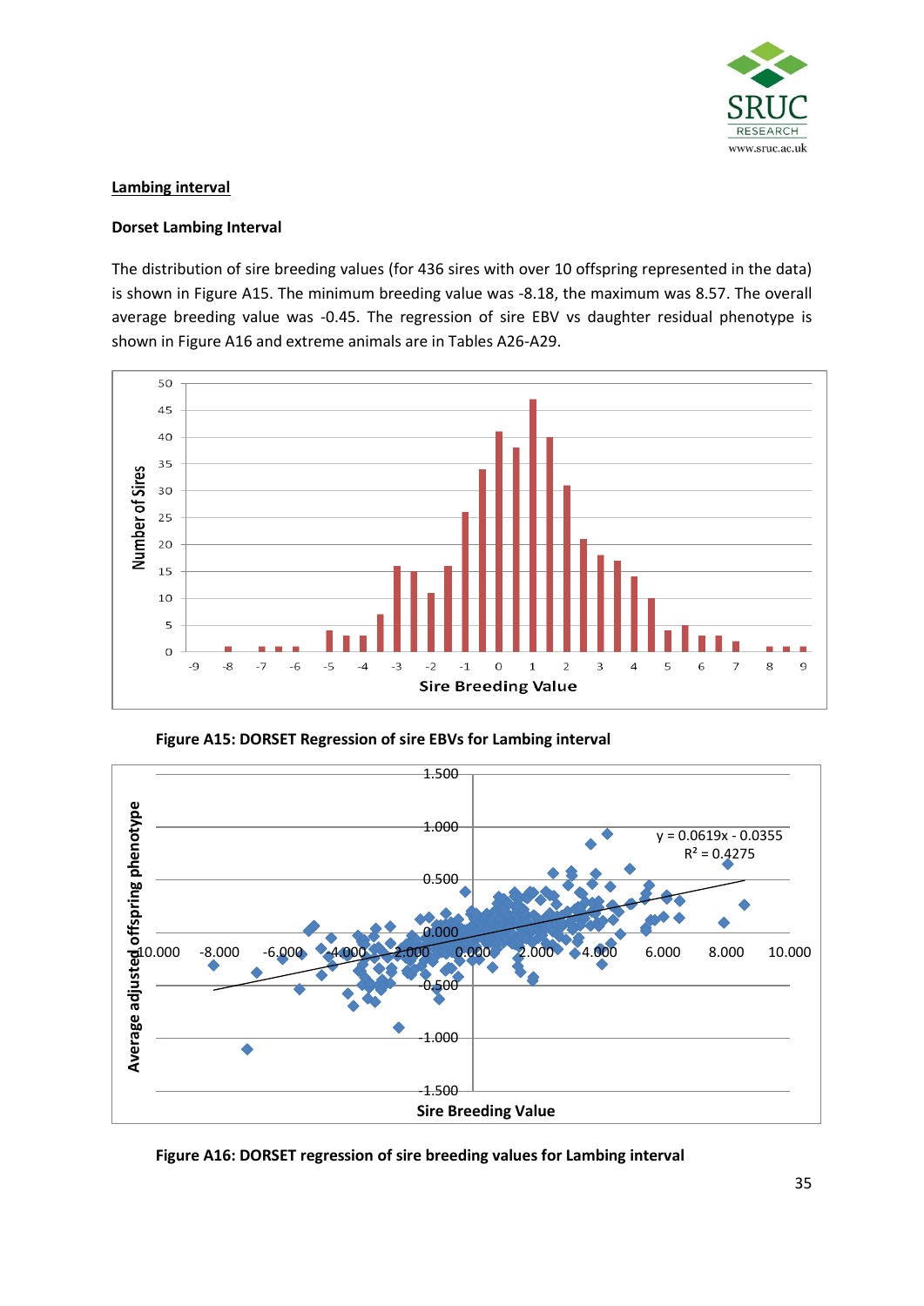## Lambing interval

### Dorset Lambing Interval

The distribution of sire breeding values (for 436 sires with over 10 offspring represented in the data) is shown in Figure A15. The minimum breeding value was -8.18, the maximum was 8.57. The overall average breeding value was -0.45. The regression of sire EBV vs daughter residual phenotype is shown in Figure A16 and extreme animals are in Tables A26-A29.

Number of Sires
50
45
40
35
30
25
20
15
10
5
0
-9 -8 -7 -6 -5 -4 -3 -2 -1 0 1 2 3 4 5 6 7 8 9
Sire Breeding Value

**Figure A15: DORSET Regression of sire EBVs for Lambing interval**

Average adjusted offspring phenotype
1.500
1.000
0.500
0.000
-0.500
-1.000
-1.500
-10.000 -8.000 -6.000 -4.000 -2.000 0.000 2.000 4.000 6.000 8.000 10.000
Sire Breeding Value
y = 0.0619x - 0.0355
$R^2$ = 0.4275

**Figure A16: DORSET regression of sire breeding values for Lambing interval**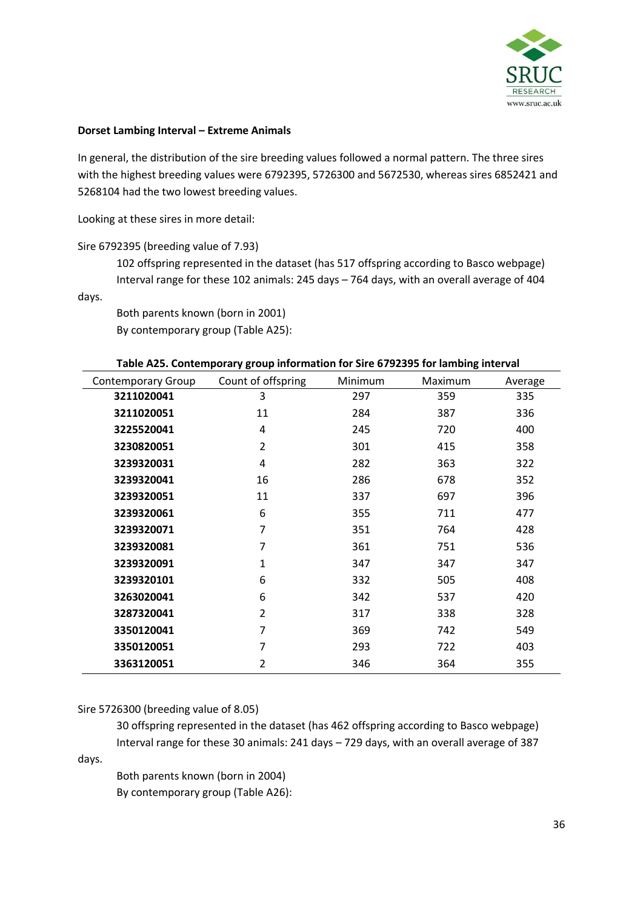**Dorset Lambing Interval – Extreme Animals**

In general, the distribution of the sire breeding values followed a normal pattern. The three sires with the highest breeding values were 6792395, 5726300 and 5672530, whereas sires 6852421 and 5268104 had the two lowest breeding values.

Looking at these sires in more detail:

Sire 6792395 (breeding value of 7.93)

102 offspring represented in the dataset (has 517 offspring according to Basco webpage)
Interval range for these 102 animals: 245 days – 764 days, with an overall average of 404 days.
Both parents known (born in 2001)
By contemporary group (Table A25):

**Table A25. Contemporary group information for Sire 6792395 for lambing interval**

| Contemporary Group | Count of offspring | Minimum | Maximum | Average |
|---|---|---|---|---|
| **3211020041** | 3 | 297 | 359 | 335 |
| **3211020051** | 11 | 284 | 387 | 336 |
| **3225520041** | 4 | 245 | 720 | 400 |
| **3230820051** | 2 | 301 | 415 | 358 |
| **3239320031** | 4 | 282 | 363 | 322 |
| **3239320041** | 16 | 286 | 678 | 352 |
| **3239320051** | 11 | 337 | 697 | 396 |
| **3239320061** | 6 | 355 | 711 | 477 |
| **3239320071** | 7 | 351 | 764 | 428 |
| **3239320081** | 7 | 361 | 751 | 536 |
| **3239320091** | 1 | 347 | 347 | 347 |
| **3239320101** | 6 | 332 | 505 | 408 |
| **3263020041** | 6 | 342 | 537 | 420 |
| **3287320041** | 2 | 317 | 338 | 328 |
| **3350120041** | 7 | 369 | 742 | 549 |
| **3350120051** | 7 | 293 | 722 | 403 |
| **3363120051** | 2 | 346 | 364 | 355 |

Sire 5726300 (breeding value of 8.05)

30 offspring represented in the dataset (has 462 offspring according to Basco webpage)
Interval range for these 30 animals: 241 days – 729 days, with an overall average of 387 days.
Both parents known (born in 2004)
By contemporary group (Table A26):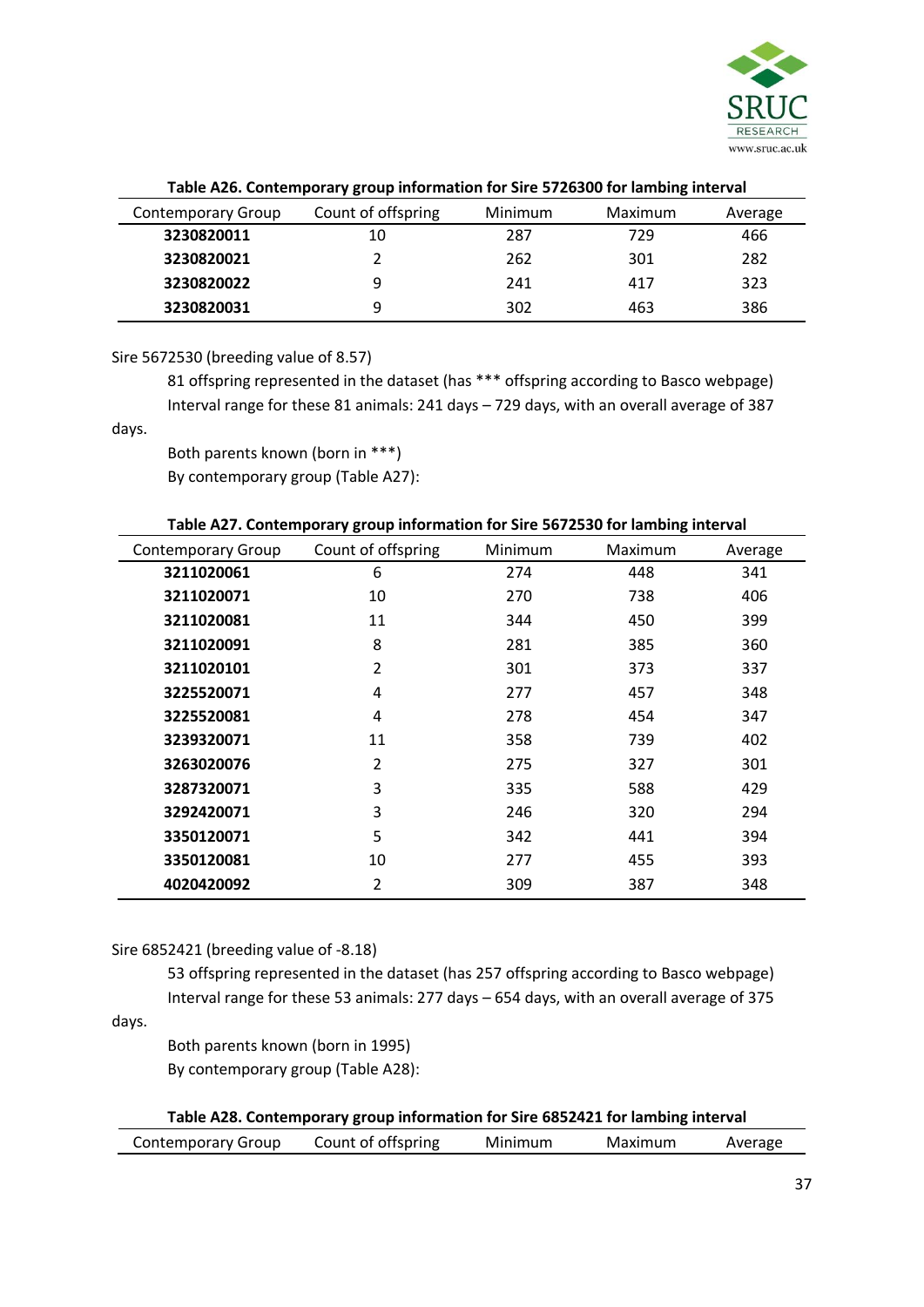**Table A26. Contemporary group information for Sire 5726300 for lambing interval**

| Contemporary Group | Count of offspring | Minimum | Maximum | Average |
|---|---|---|---|---|
| **3230820011** | 10 | 287 | 729 | 466 |
| **3230820021** | 2 | 262 | 301 | 282 |
| **3230820022** | 9 | 241 | 417 | 323 |
| **3230820031** | 9 | 302 | 463 | 386 |

Sire 5672530 (breeding value of 8.57)

81 offspring represented in the dataset (has *** offspring according to Basco webpage)

Interval range for these 81 animals: 241 days – 729 days, with an overall average of 387 days.

Both parents known (born in ***)

By contemporary group (Table A27):

**Table A27. Contemporary group information for Sire 5672530 for lambing interval**

| Contemporary Group | Count of offspring | Minimum | Maximum | Average |
|---|---|---|---|---|
| **3211020061** | 6 | 274 | 448 | 341 |
| **3211020071** | 10 | 270 | 738 | 406 |
| **3211020081** | 11 | 344 | 450 | 399 |
| **3211020091** | 8 | 281 | 385 | 360 |
| **3211020101** | 2 | 301 | 373 | 337 |
| **3225520071** | 4 | 277 | 457 | 348 |
| **3225520081** | 4 | 278 | 454 | 347 |
| **3239320071** | 11 | 358 | 739 | 402 |
| **3263020076** | 2 | 275 | 327 | 301 |
| **3287320071** | 3 | 335 | 588 | 429 |
| **3292420071** | 3 | 246 | 320 | 294 |
| **3350120071** | 5 | 342 | 441 | 394 |
| **3350120081** | 10 | 277 | 455 | 393 |
| **4020420092** | 2 | 309 | 387 | 348 |

Sire 6852421 (breeding value of -8.18)

53 offspring represented in the dataset (has 257 offspring according to Basco webpage)

Interval range for these 53 animals: 277 days – 654 days, with an overall average of 375 days.

Both parents known (born in 1995)

By contemporary group (Table A28):

**Table A28. Contemporary group information for Sire 6852421 for lambing interval**

| Contemporary Group | Count of offspring | Minimum | Maximum | Average |
|---|---|---|---|---|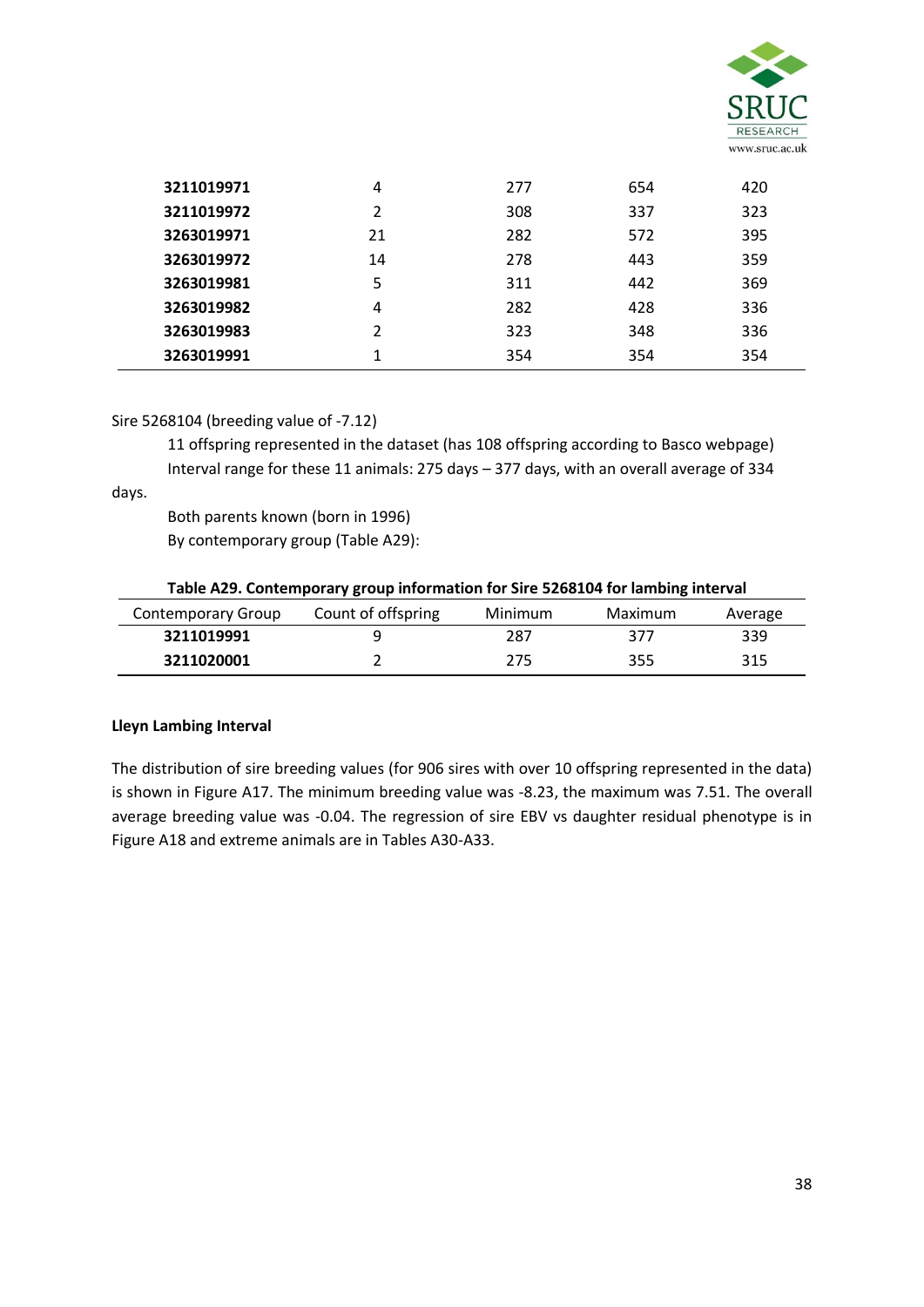| | | | | |
|---|---|---|---|---|
| **3211019971** | 4 | 277 | 654 | 420 |
| **3211019972** | 2 | 308 | 337 | 323 |
| **3263019971** | 21 | 282 | 572 | 395 |
| **3263019972** | 14 | 278 | 443 | 359 |
| **3263019981** | 5 | 311 | 442 | 369 |
| **3263019982** | 4 | 282 | 428 | 336 |
| **3263019983** | 2 | 323 | 348 | 336 |
| **3263019991** | 1 | 354 | 354 | 354 |

Sire 5268104 (breeding value of -7.12)

11 offspring represented in the dataset (has 108 offspring according to Basco webpage)

Interval range for these 11 animals: 275 days – 377 days, with an overall average of 334 days.

Both parents known (born in 1996)

By contemporary group (Table A29):

**Table A29. Contemporary group information for Sire 5268104 for lambing interval**

| Contemporary Group | Count of offspring | Minimum | Maximum | Average |
|---|---|---|---|---|
| **3211019991** | 9 | 287 | 377 | 339 |
| **3211020001** | 2 | 275 | 355 | 315 |

**Lleyn Lambing Interval**

The distribution of sire breeding values (for 906 sires with over 10 offspring represented in the data) is shown in Figure A17. The minimum breeding value was -8.23, the maximum was 7.51. The overall average breeding value was -0.04. The regression of sire EBV vs daughter residual phenotype is in Figure A18 and extreme animals are in Tables A30-A33.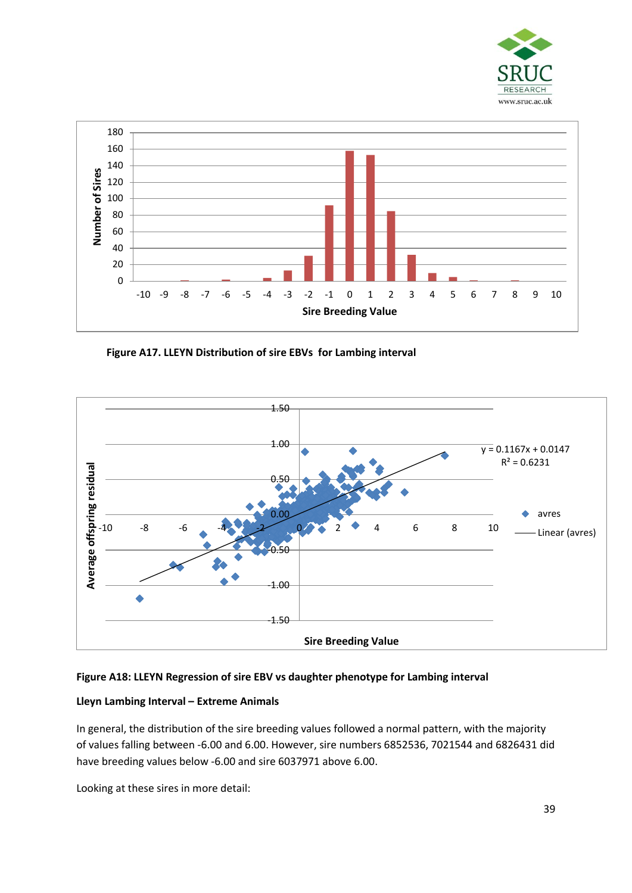180
160
140
120
100
80
60
40
20
0

Number of Sires

-10 -9 -8 -7 -6 -5 -4 -3 -2 -1 0 1 2 3 4 5 6 7 8 9 10

Sire Breeding Value

**Figure A17. LLEYN Distribution of sire EBVs for Lambing interval**

1.50
1.00
0.50
0.00
-0.50
-1.00
-1.50

-10 -8 -6 -4 -2 0 2 4 6 8 10

Average offspring residual

y = 0.1167x + 0.0147
$R^2 = 0.6231$

avres
Linear (avres)

Sire Breeding Value

**Figure A18: LLEYN Regression of sire EBV vs daughter phenotype for Lambing interval**

**Lleyn Lambing Interval – Extreme Animals**

In general, the distribution of the sire breeding values followed a normal pattern, with the majority of values falling between -6.00 and 6.00. However, sire numbers 6852536, 7021544 and 6826431 did have breeding values below -6.00 and sire 6037971 above 6.00.

Looking at these sires in more detail: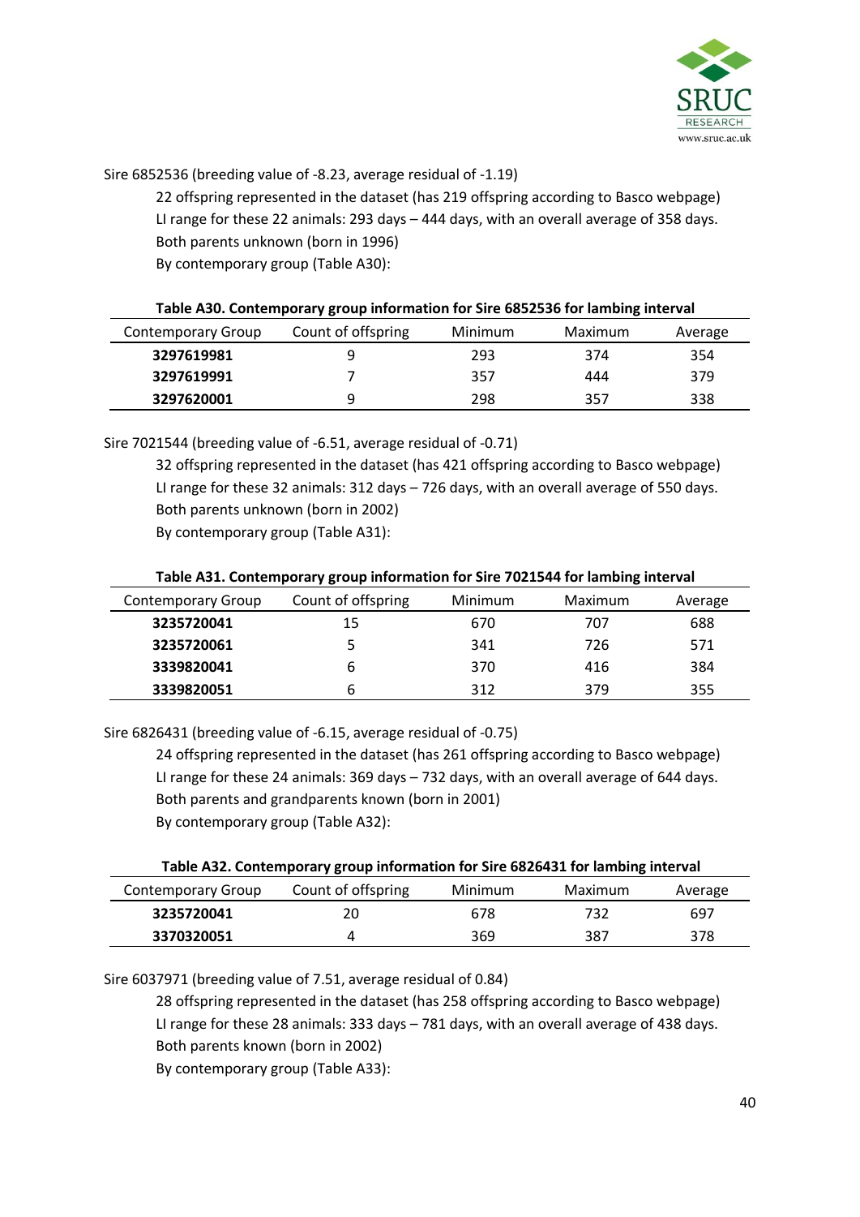Sire 6852536 (breeding value of -8.23, average residual of -1.19)

22 offspring represented in the dataset (has 219 offspring according to Basco webpage)

LI range for these 22 animals: 293 days – 444 days, with an overall average of 358 days.

Both parents unknown (born in 1996)

By contemporary group (Table A30):

**Table A30. Contemporary group information for Sire 6852536 for lambing interval**

| Contemporary Group | Count of offspring | Minimum | Maximum | Average |
|---|---|---|---|---|
| **3297619981** | 9 | 293 | 374 | 354 |
| **3297619991** | 7 | 357 | 444 | 379 |
| **3297620001** | 9 | 298 | 357 | 338 |

Sire 7021544 (breeding value of -6.51, average residual of -0.71)

32 offspring represented in the dataset (has 421 offspring according to Basco webpage)

LI range for these 32 animals: 312 days – 726 days, with an overall average of 550 days.

Both parents unknown (born in 2002)

By contemporary group (Table A31):

**Table A31. Contemporary group information for Sire 7021544 for lambing interval**

| Contemporary Group | Count of offspring | Minimum | Maximum | Average |
|---|---|---|---|---|
| **3235720041** | 15 | 670 | 707 | 688 |
| **3235720061** | 5 | 341 | 726 | 571 |
| **3339820041** | 6 | 370 | 416 | 384 |
| **3339820051** | 6 | 312 | 379 | 355 |

Sire 6826431 (breeding value of -6.15, average residual of -0.75)

24 offspring represented in the dataset (has 261 offspring according to Basco webpage)

LI range for these 24 animals: 369 days – 732 days, with an overall average of 644 days.

Both parents and grandparents known (born in 2001)

By contemporary group (Table A32):

**Table A32. Contemporary group information for Sire 6826431 for lambing interval**

| Contemporary Group | Count of offspring | Minimum | Maximum | Average |
|---|---|---|---|---|
| **3235720041** | 20 | 678 | 732 | 697 |
| **3370320051** | 4 | 369 | 387 | 378 |

Sire 6037971 (breeding value of 7.51, average residual of 0.84)

28 offspring represented in the dataset (has 258 offspring according to Basco webpage)

LI range for these 28 animals: 333 days – 781 days, with an overall average of 438 days.

Both parents known (born in 2002)

By contemporary group (Table A33):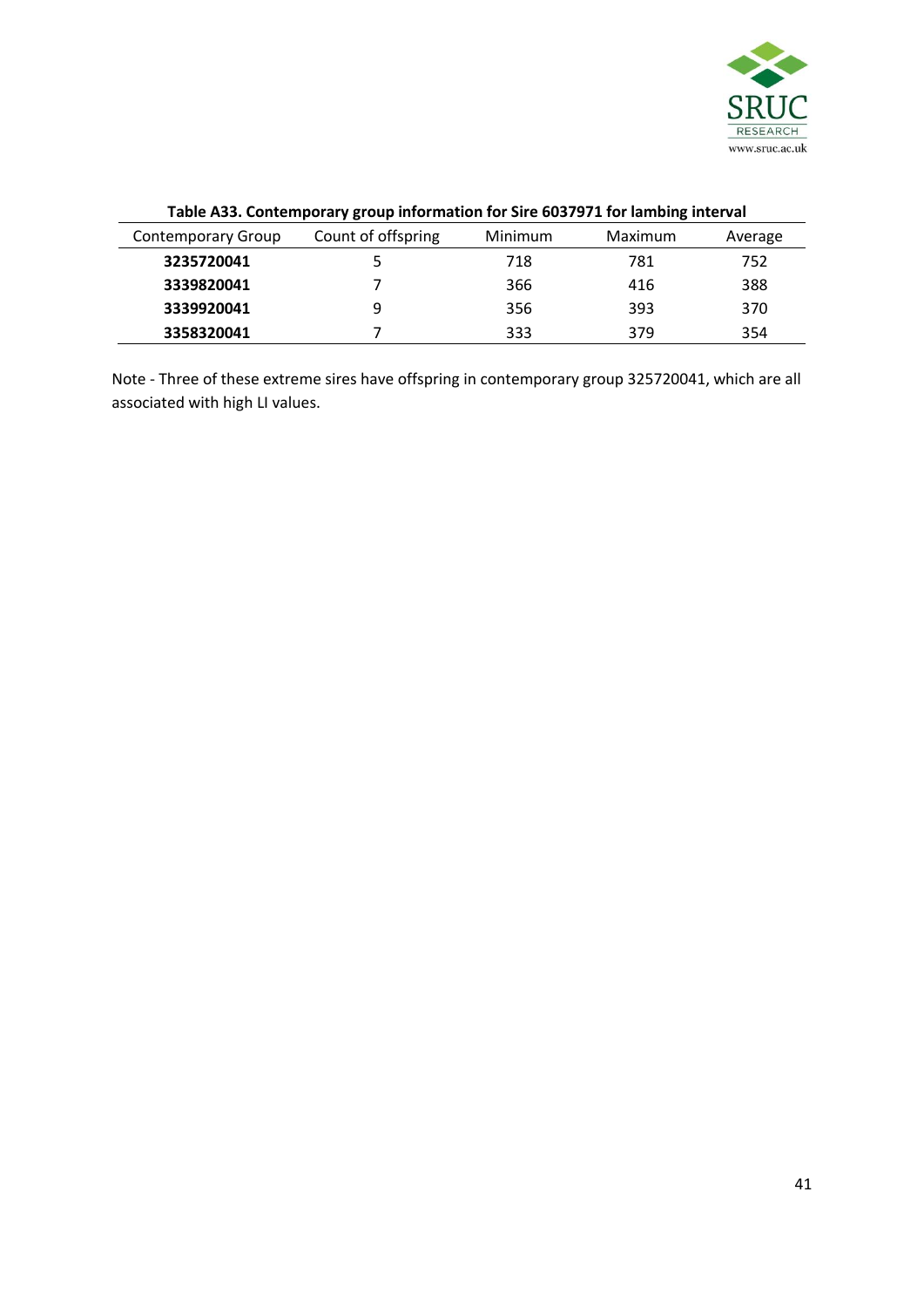**Table A33. Contemporary group information for Sire 6037971 for lambing interval**

| Contemporary Group | Count of offspring | Minimum | Maximum | Average |
|---|---|---|---|---|
| **3235720041** | 5 | 718 | 781 | 752 |
| **3339820041** | 7 | 366 | 416 | 388 |
| **3339920041** | 9 | 356 | 393 | 370 |
| **3358320041** | 7 | 333 | 379 | 354 |

Note - Three of these extreme sires have offspring in contemporary group 325720041, which are all associated with high LI values.